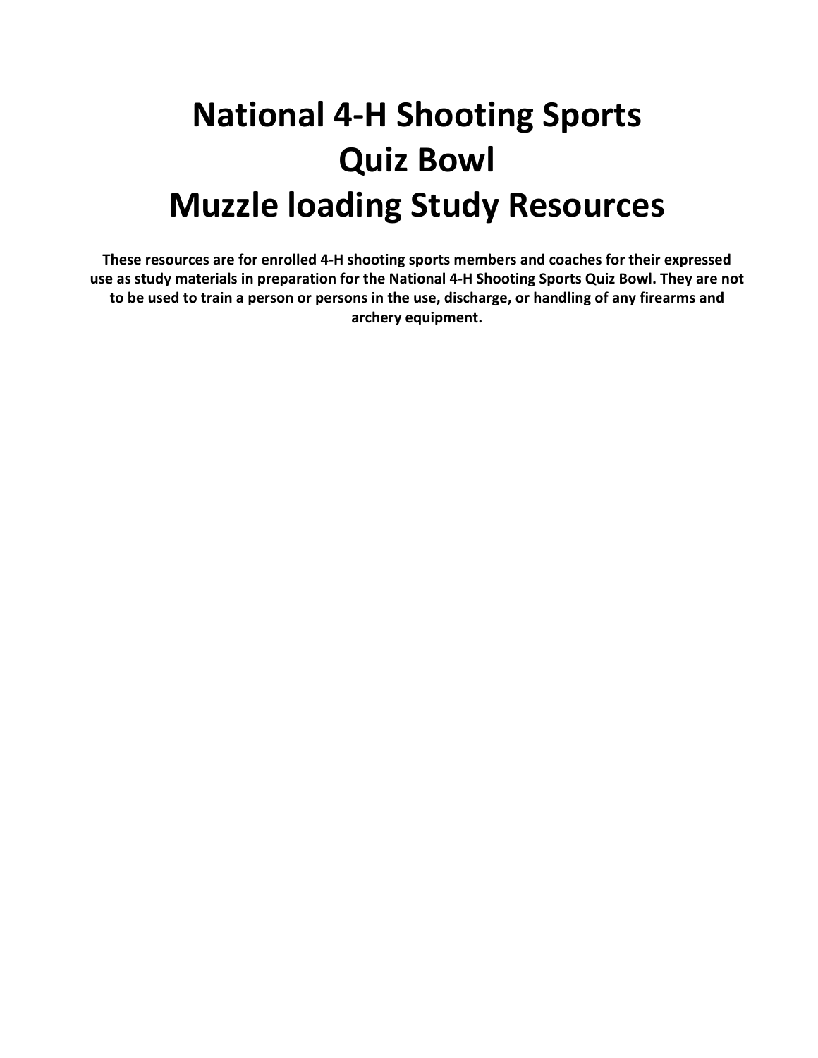# National 4-H Shooting Sports Quiz Bowl Muzzle loading Study Resources

**These resources are for enrolled 4-H shooting sports members and coaches for their expressed use as study materials in preparation for the National 4-H Shooting Sports Quiz Bowl. They are not to be used to train a person or persons in the use, discharge, or handling of any firearms and archery equipment.**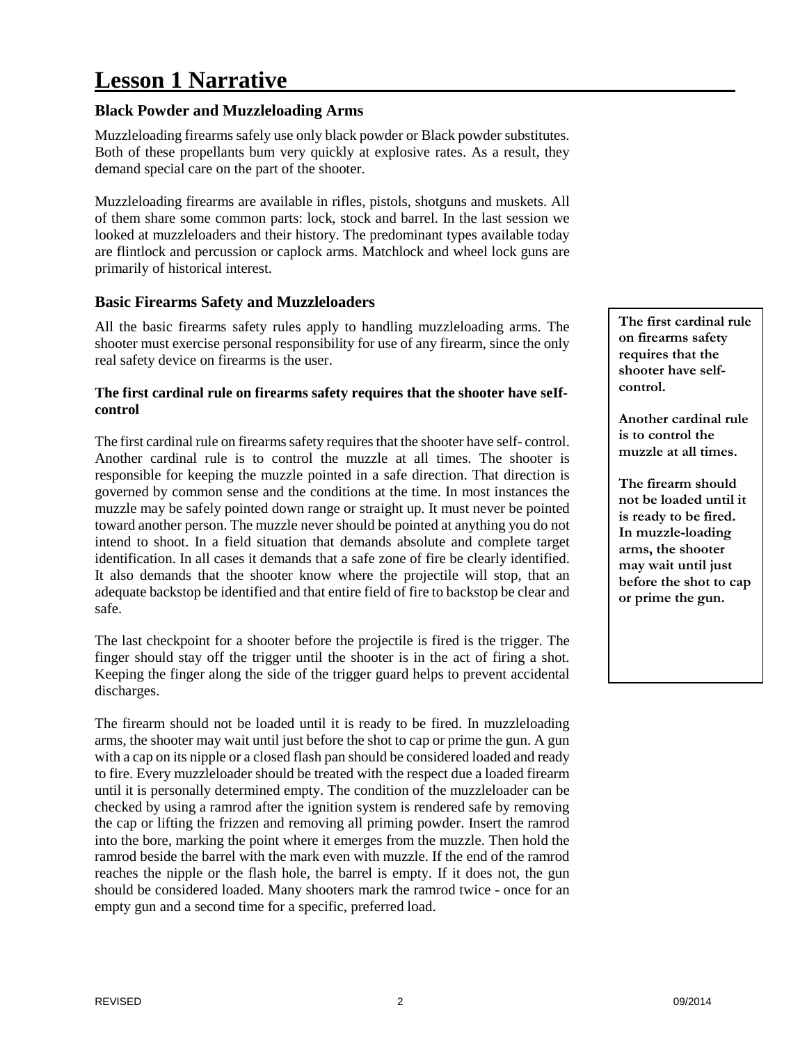# Lesson 1 Narrative

### Black Powder and Muzzleloading Arms

Muzzleloading firearms safely use only black powder or Black powder substitutes. Both of these propellants bum very quickly at explosive rates. As a result, they demand special care on the part of the shooter.

Muzzleloading firearms are available in rifles, pistols, shotguns and muskets. All of them share some common parts: lock, stock and barrel. In the last session we looked at muzzleloaders and their history. The predominant types available today are flintlock and percussion or caplock arms. Matchlock and wheel lock guns are primarily of historical interest.

### Basic Firearms Safety and Muzzleloaders

All the basic firearms safety rules apply to handling muzzleloading arms. The shooter must exercise personal responsibility for use of any firearm, since the only real safety device on firearms is the user.

**The first cardinal rule on firearms safety requires that the shooter have seIf-control**

The first cardinal rule on firearms safety requires that the shooter have self- control. Another cardinal rule is to control the muzzle at all times. The shooter is responsible for keeping the muzzle pointed in a safe direction. That direction is governed by common sense and the conditions at the time. In most instances the muzzle may be safely pointed down range or straight up. It must never be pointed toward another person. The muzzle never should be pointed at anything you do not intend to shoot. In a field situation that demands absolute and complete target identification. In all cases it demands that a safe zone of fire be clearly identified. It also demands that the shooter know where the projectile will stop, that an adequate backstop be identified and that entire field of fire to backstop be clear and safe.

The last checkpoint for a shooter before the projectile is fired is the trigger. The finger should stay off the trigger until the shooter is in the act of firing a shot. Keeping the finger along the side of the trigger guard helps to prevent accidental discharges.

The firearm should not be loaded until it is ready to be fired. In muzzleloading arms, the shooter may wait until just before the shot to cap or prime the gun. A gun with a cap on its nipple or a closed flash pan should be considered loaded and ready to fire. Every muzzleloader should be treated with the respect due a loaded firearm until it is personally determined empty. The condition of the muzzleloader can be checked by using a ramrod after the ignition system is rendered safe by removing the cap or lifting the frizzen and removing all priming powder. Insert the ramrod into the bore, marking the point where it emerges from the muzzle. Then hold the ramrod beside the barrel with the mark even with muzzle. If the end of the ramrod reaches the nipple or the flash hole, the barrel is empty. If it does not, the gun should be considered loaded. Many shooters mark the ramrod twice - once for an empty gun and a second time for a specific, preferred load.

**The first cardinal rule on firearms safety requires that the shooter have self-control.**

**Another cardinal rule is to control the muzzle at all times.**

**The firearm should not be loaded until it is ready to be fired. In muzzle-loading arms, the shooter may wait until just before the shot to cap or prime the gun.**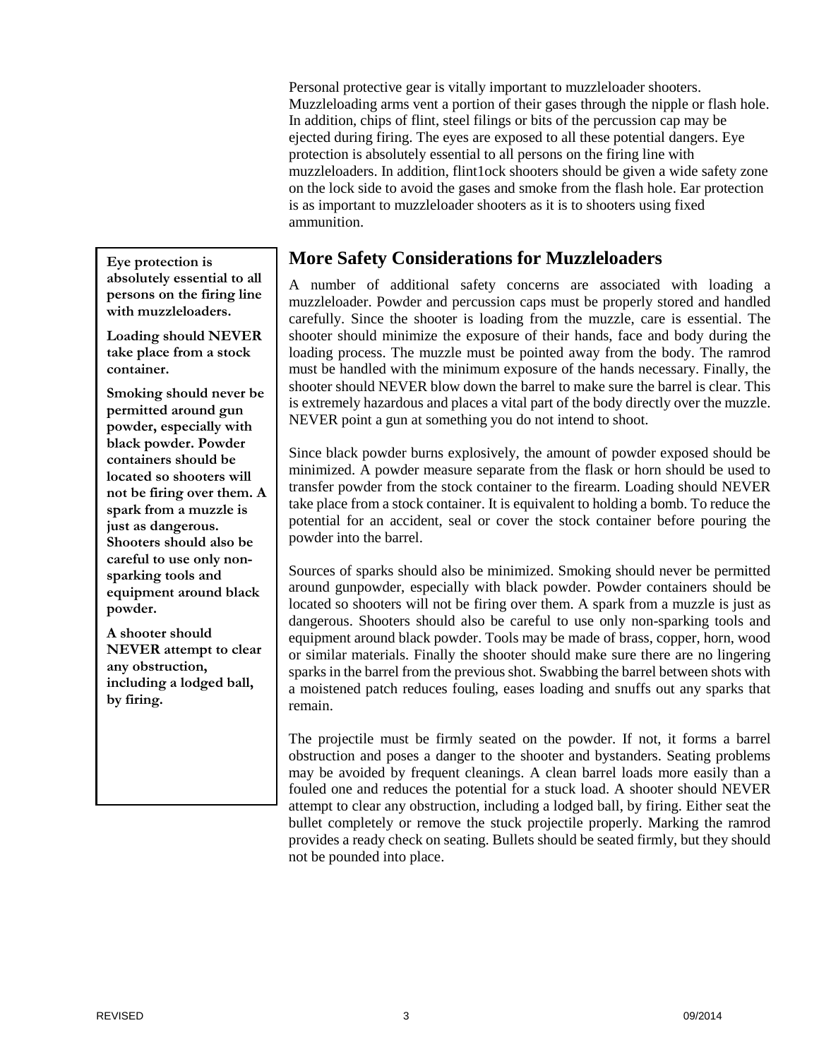Personal protective gear is vitally important to muzzleloader shooters. Muzzleloading arms vent a portion of their gases through the nipple or flash hole. In addition, chips of flint, steel filings or bits of the percussion cap may be ejected during firing. The eyes are exposed to all these potential dangers. Eye protection is absolutely essential to all persons on the firing line with muzzleloaders. In addition, flint1ock shooters should be given a wide safety zone on the lock side to avoid the gases and smoke from the flash hole. Ear protection is as important to muzzleloader shooters as it is to shooters using fixed ammunition.

> **Eye protection is absolutely essential to all persons on the firing line with muzzleloaders.**
>
> **Loading should NEVER take place from a stock container.**
>
> **Smoking should never be permitted around gun powder, especially with black powder. Powder containers should be located so shooters will not be firing over them. A spark from a muzzle is just as dangerous. Shooters should also be careful to use only non-sparking tools and equipment around black powder.**
>
> **A shooter should NEVER attempt to clear any obstruction, including a lodged ball, by firing.**

## More Safety Considerations for Muzzleloaders

A number of additional safety concerns are associated with loading a muzzleloader. Powder and percussion caps must be properly stored and handled carefully. Since the shooter is loading from the muzzle, care is essential. The shooter should minimize the exposure of their hands, face and body during the loading process. The muzzle must be pointed away from the body. The ramrod must be handled with the minimum exposure of the hands necessary. Finally, the shooter should NEVER blow down the barrel to make sure the barrel is clear. This is extremely hazardous and places a vital part of the body directly over the muzzle. NEVER point a gun at something you do not intend to shoot.

Since black powder burns explosively, the amount of powder exposed should be minimized. A powder measure separate from the flask or horn should be used to transfer powder from the stock container to the firearm. Loading should NEVER take place from a stock container. It is equivalent to holding a bomb. To reduce the potential for an accident, seal or cover the stock container before pouring the powder into the barrel.

Sources of sparks should also be minimized. Smoking should never be permitted around gunpowder, especially with black powder. Powder containers should be located so shooters will not be firing over them. A spark from a muzzle is just as dangerous. Shooters should also be careful to use only non-sparking tools and equipment around black powder. Tools may be made of brass, copper, horn, wood or similar materials. Finally the shooter should make sure there are no lingering sparks in the barrel from the previous shot. Swabbing the barrel between shots with a moistened patch reduces fouling, eases loading and snuffs out any sparks that remain.

The projectile must be firmly seated on the powder. If not, it forms a barrel obstruction and poses a danger to the shooter and bystanders. Seating problems may be avoided by frequent cleanings. A clean barrel loads more easily than a fouled one and reduces the potential for a stuck load. A shooter should NEVER attempt to clear any obstruction, including a lodged ball, by firing. Either seat the bullet completely or remove the stuck projectile properly. Marking the ramrod provides a ready check on seating. Bullets should be seated firmly, but they should not be pounded into place.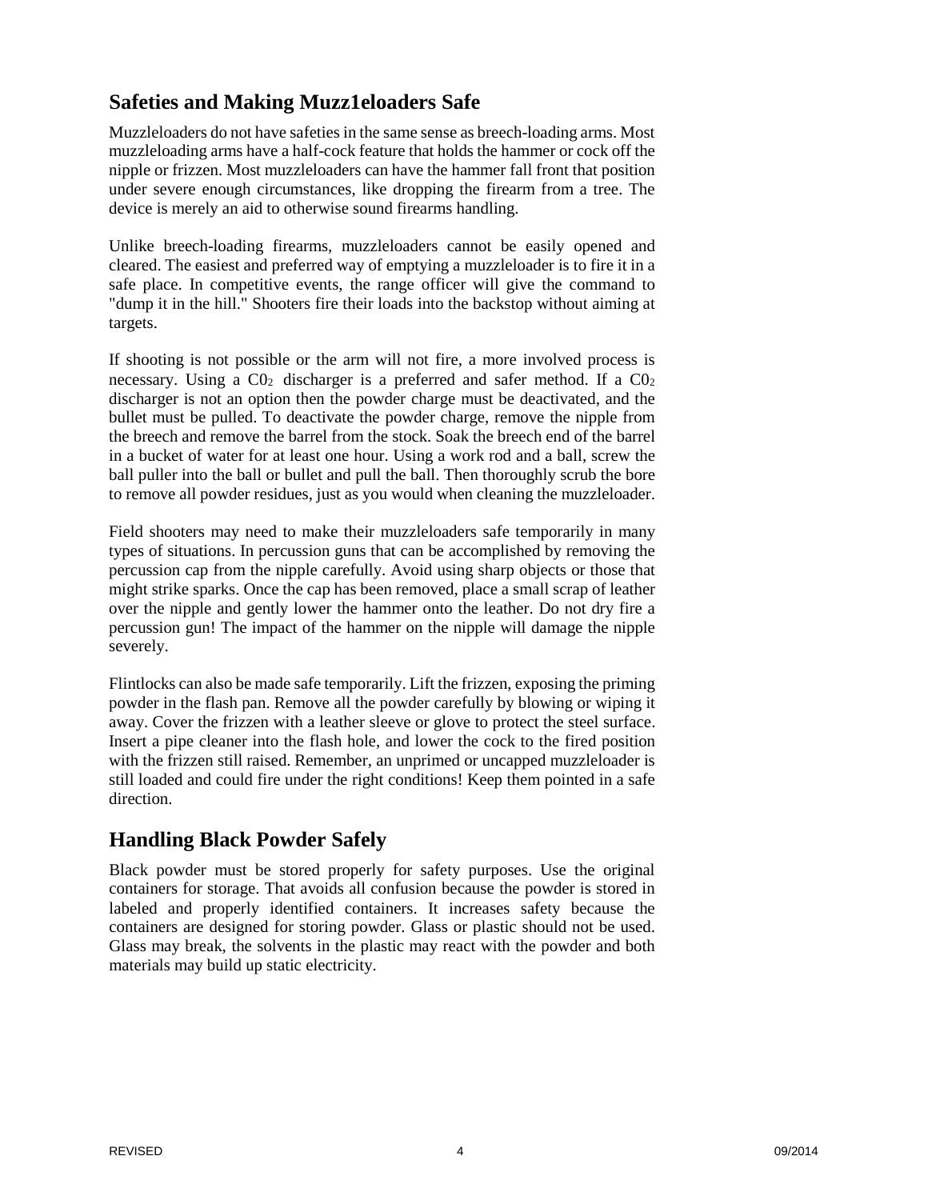## Safeties and Making Muzz1eloaders Safe

Muzzleloaders do not have safeties in the same sense as breech-loading arms. Most muzzleloading arms have a half-cock feature that holds the hammer or cock off the nipple or frizzen. Most muzzleloaders can have the hammer fall front that position under severe enough circumstances, like dropping the firearm from a tree. The device is merely an aid to otherwise sound firearms handling.

Unlike breech-loading firearms, muzzleloaders cannot be easily opened and cleared. The easiest and preferred way of emptying a muzzleloader is to fire it in a safe place. In competitive events, the range officer will give the command to "dump it in the hill." Shooters fire their loads into the backstop without aiming at targets.

If shooting is not possible or the arm will not fire, a more involved process is necessary. Using a $C0_2$ discharger is a preferred and safer method. If a $C0_2$ discharger is not an option then the powder charge must be deactivated, and the bullet must be pulled. To deactivate the powder charge, remove the nipple from the breech and remove the barrel from the stock. Soak the breech end of the barrel in a bucket of water for at least one hour. Using a work rod and a ball, screw the ball puller into the ball or bullet and pull the ball. Then thoroughly scrub the bore to remove all powder residues, just as you would when cleaning the muzzleloader.

Field shooters may need to make their muzzleloaders safe temporarily in many types of situations. In percussion guns that can be accomplished by removing the percussion cap from the nipple carefully. Avoid using sharp objects or those that might strike sparks. Once the cap has been removed, place a small scrap of leather over the nipple and gently lower the hammer onto the leather. Do not dry fire a percussion gun! The impact of the hammer on the nipple will damage the nipple severely.

Flintlocks can also be made safe temporarily. Lift the frizzen, exposing the priming powder in the flash pan. Remove all the powder carefully by blowing or wiping it away. Cover the frizzen with a leather sleeve or glove to protect the steel surface. Insert a pipe cleaner into the flash hole, and lower the cock to the fired position with the frizzen still raised. Remember, an unprimed or uncapped muzzleloader is still loaded and could fire under the right conditions! Keep them pointed in a safe direction.

## Handling Black Powder Safely

Black powder must be stored properly for safety purposes. Use the original containers for storage. That avoids all confusion because the powder is stored in labeled and properly identified containers. It increases safety because the containers are designed for storing powder. Glass or plastic should not be used. Glass may break, the solvents in the plastic may react with the powder and both materials may build up static electricity.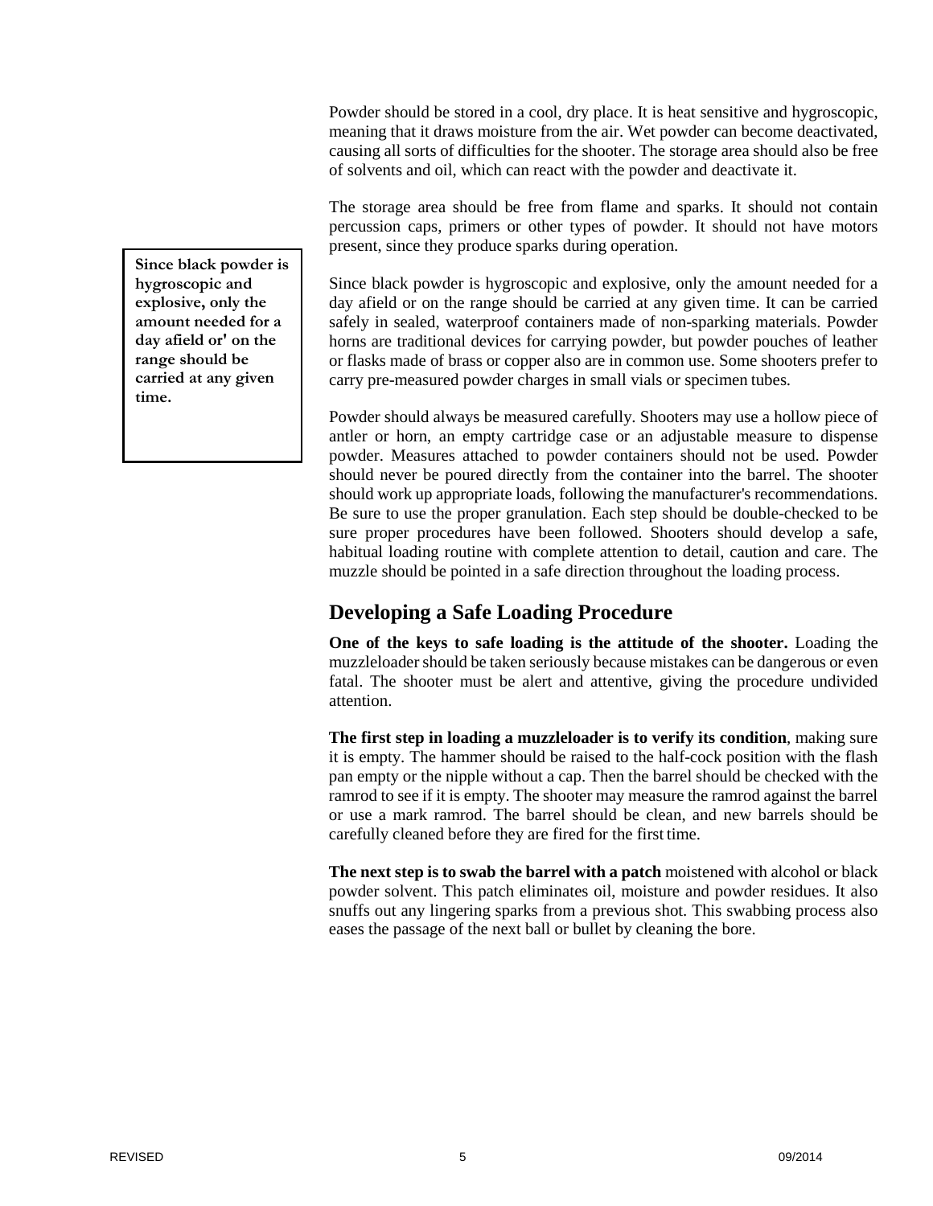Powder should be stored in a cool, dry place. It is heat sensitive and hygroscopic, meaning that it draws moisture from the air. Wet powder can become deactivated, causing all sorts of difficulties for the shooter. The storage area should also be free of solvents and oil, which can react with the powder and deactivate it.

The storage area should be free from flame and sparks. It should not contain percussion caps, primers or other types of powder. It should not have motors present, since they produce sparks during operation.

> **Since black powder is hygroscopic and explosive, only the amount needed for a day afield or' on the range should be carried at any given time.**

Since black powder is hygroscopic and explosive, only the amount needed for a day afield or on the range should be carried at any given time. It can be carried safely in sealed, waterproof containers made of non-sparking materials. Powder horns are traditional devices for carrying powder, but powder pouches of leather or flasks made of brass or copper also are in common use. Some shooters prefer to carry pre-measured powder charges in small vials or specimen tubes.

Powder should always be measured carefully. Shooters may use a hollow piece of antler or horn, an empty cartridge case or an adjustable measure to dispense powder. Measures attached to powder containers should not be used. Powder should never be poured directly from the container into the barrel. The shooter should work up appropriate loads, following the manufacturer's recommendations. Be sure to use the proper granulation. Each step should be double-checked to be sure proper procedures have been followed. Shooters should develop a safe, habitual loading routine with complete attention to detail, caution and care. The muzzle should be pointed in a safe direction throughout the loading process.

## Developing a Safe Loading Procedure

**One of the keys to safe loading is the attitude of the shooter.** Loading the muzzleloader should be taken seriously because mistakes can be dangerous or even fatal. The shooter must be alert and attentive, giving the procedure undivided attention.

**The first step in loading a muzzleloader is to verify its condition**, making sure it is empty. The hammer should be raised to the half-cock position with the flash pan empty or the nipple without a cap. Then the barrel should be checked with the ramrod to see if it is empty. The shooter may measure the ramrod against the barrel or use a mark ramrod. The barrel should be clean, and new barrels should be carefully cleaned before they are fired for the first time.

**The next step is to swab the barrel with a patch** moistened with alcohol or black powder solvent. This patch eliminates oil, moisture and powder residues. It also snuffs out any lingering sparks from a previous shot. This swabbing process also eases the passage of the next ball or bullet by cleaning the bore.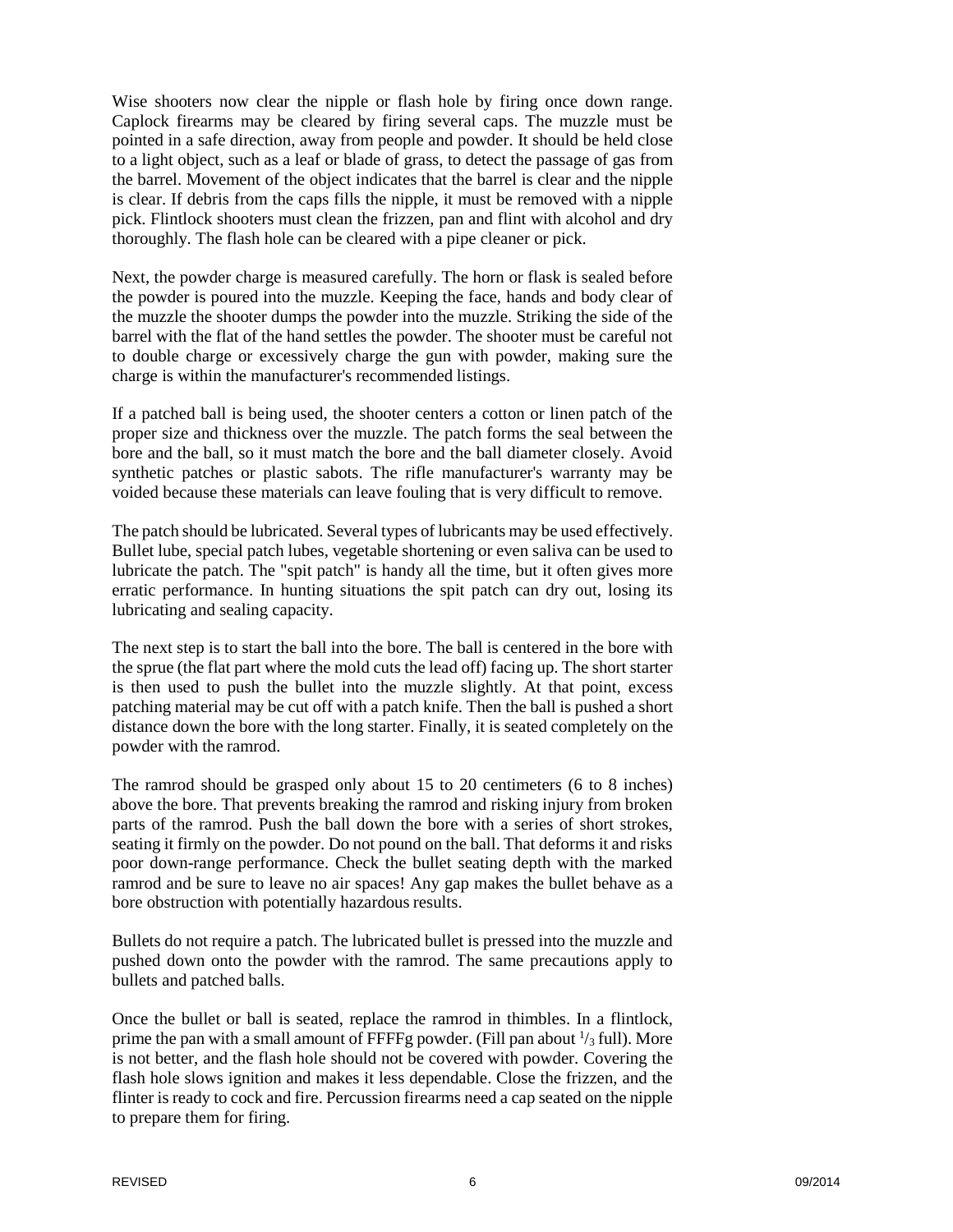Wise shooters now clear the nipple or flash hole by firing once down range. Caplock firearms may be cleared by firing several caps. The muzzle must be pointed in a safe direction, away from people and powder. It should be held close to a light object, such as a leaf or blade of grass, to detect the passage of gas from the barrel. Movement of the object indicates that the barrel is clear and the nipple is clear. If debris from the caps fills the nipple, it must be removed with a nipple pick. Flintlock shooters must clean the frizzen, pan and flint with alcohol and dry thoroughly. The flash hole can be cleared with a pipe cleaner or pick.

Next, the powder charge is measured carefully. The horn or flask is sealed before the powder is poured into the muzzle. Keeping the face, hands and body clear of the muzzle the shooter dumps the powder into the muzzle. Striking the side of the barrel with the flat of the hand settles the powder. The shooter must be careful not to double charge or excessively charge the gun with powder, making sure the charge is within the manufacturer's recommended listings.

If a patched ball is being used, the shooter centers a cotton or linen patch of the proper size and thickness over the muzzle. The patch forms the seal between the bore and the ball, so it must match the bore and the ball diameter closely. Avoid synthetic patches or plastic sabots. The rifle manufacturer's warranty may be voided because these materials can leave fouling that is very difficult to remove.

The patch should be lubricated. Several types of lubricants may be used effectively. Bullet lube, special patch lubes, vegetable shortening or even saliva can be used to lubricate the patch. The "spit patch" is handy all the time, but it often gives more erratic performance. In hunting situations the spit patch can dry out, losing its lubricating and sealing capacity.

The next step is to start the ball into the bore. The ball is centered in the bore with the sprue (the flat part where the mold cuts the lead off) facing up. The short starter is then used to push the bullet into the muzzle slightly. At that point, excess patching material may be cut off with a patch knife. Then the ball is pushed a short distance down the bore with the long starter. Finally, it is seated completely on the powder with the ramrod.

The ramrod should be grasped only about 15 to 20 centimeters (6 to 8 inches) above the bore. That prevents breaking the ramrod and risking injury from broken parts of the ramrod. Push the ball down the bore with a series of short strokes, seating it firmly on the powder. Do not pound on the ball. That deforms it and risks poor down-range performance. Check the bullet seating depth with the marked ramrod and be sure to leave no air spaces! Any gap makes the bullet behave as a bore obstruction with potentially hazardous results.

Bullets do not require a patch. The lubricated bullet is pressed into the muzzle and pushed down onto the powder with the ramrod. The same precautions apply to bullets and patched balls.

Once the bullet or ball is seated, replace the ramrod in thimbles. In a flintlock, prime the pan with a small amount of FFFFg powder. (Fill pan about $^1/_3$ full). More is not better, and the flash hole should not be covered with powder. Covering the flash hole slows ignition and makes it less dependable. Close the frizzen, and the flinter is ready to cock and fire. Percussion firearms need a cap seated on the nipple to prepare them for firing.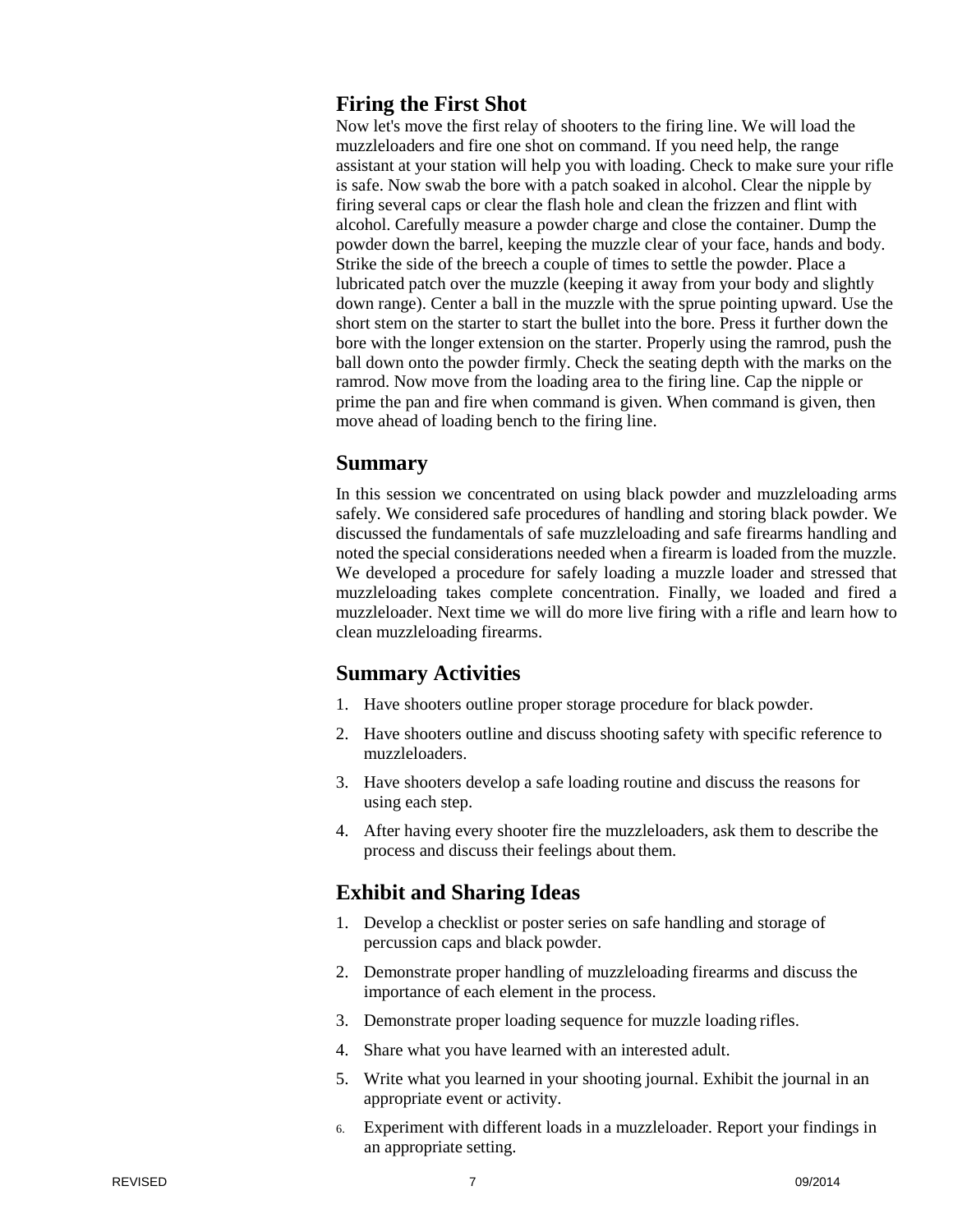## Firing the First Shot

Now let's move the first relay of shooters to the firing line. We will load the muzzleloaders and fire one shot on command. If you need help, the range assistant at your station will help you with loading. Check to make sure your rifle is safe. Now swab the bore with a patch soaked in alcohol. Clear the nipple by firing several caps or clear the flash hole and clean the frizzen and flint with alcohol. Carefully measure a powder charge and close the container. Dump the powder down the barrel, keeping the muzzle clear of your face, hands and body. Strike the side of the breech a couple of times to settle the powder. Place a lubricated patch over the muzzle (keeping it away from your body and slightly down range). Center a ball in the muzzle with the sprue pointing upward. Use the short stem on the starter to start the bullet into the bore. Press it further down the bore with the longer extension on the starter. Properly using the ramrod, push the ball down onto the powder firmly. Check the seating depth with the marks on the ramrod. Now move from the loading area to the firing line. Cap the nipple or prime the pan and fire when command is given. When command is given, then move ahead of loading bench to the firing line.

## Summary

In this session we concentrated on using black powder and muzzleloading arms safely. We considered safe procedures of handling and storing black powder. We discussed the fundamentals of safe muzzleloading and safe firearms handling and noted the special considerations needed when a firearm is loaded from the muzzle. We developed a procedure for safely loading a muzzle loader and stressed that muzzleloading takes complete concentration. Finally, we loaded and fired a muzzleloader. Next time we will do more live firing with a rifle and learn how to clean muzzleloading firearms.

## Summary Activities

1. Have shooters outline proper storage procedure for black powder.
2. Have shooters outline and discuss shooting safety with specific reference to muzzleloaders.
3. Have shooters develop a safe loading routine and discuss the reasons for using each step.
4. After having every shooter fire the muzzleloaders, ask them to describe the process and discuss their feelings about them.

## Exhibit and Sharing Ideas

1. Develop a checklist or poster series on safe handling and storage of percussion caps and black powder.
2. Demonstrate proper handling of muzzleloading firearms and discuss the importance of each element in the process.
3. Demonstrate proper loading sequence for muzzle loading rifles.
4. Share what you have learned with an interested adult.
5. Write what you learned in your shooting journal. Exhibit the journal in an appropriate event or activity.
6. Experiment with different loads in a muzzleloader. Report your findings in an appropriate setting.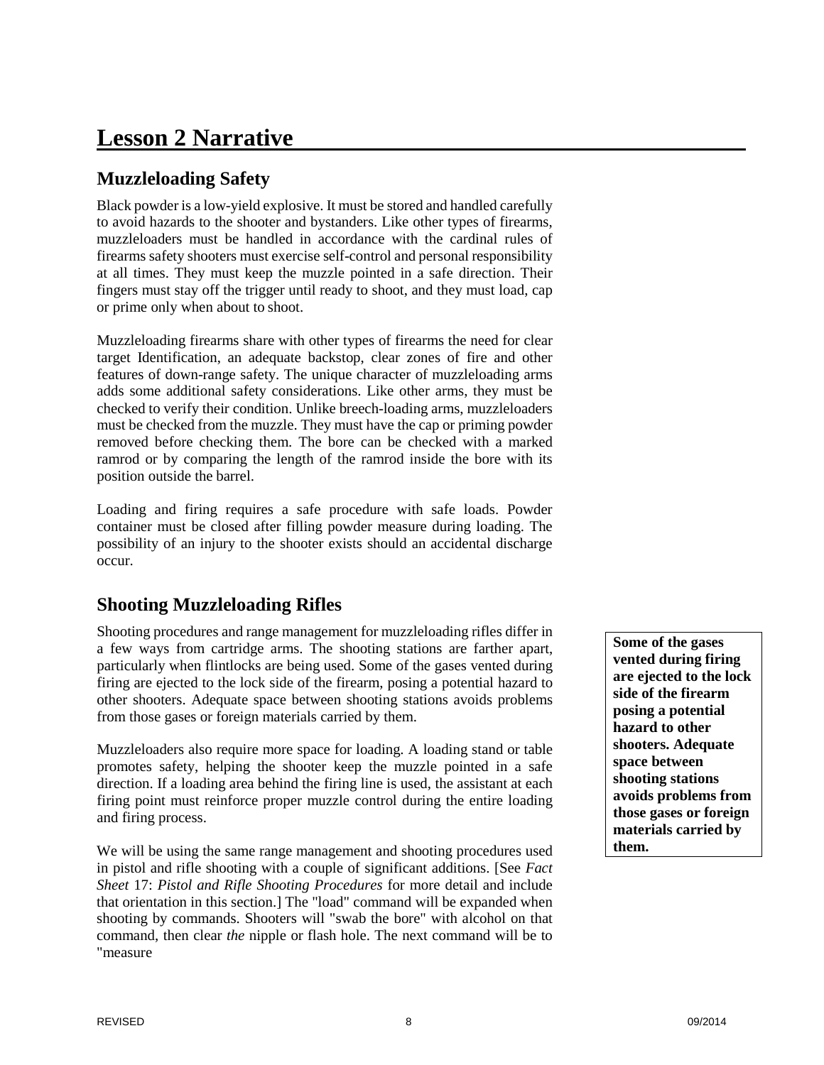# Lesson 2 Narrative

## Muzzleloading Safety

Black powder is a low-yield explosive. It must be stored and handled carefully to avoid hazards to the shooter and bystanders. Like other types of firearms, muzzleloaders must be handled in accordance with the cardinal rules of firearms safety shooters must exercise self-control and personal responsibility at all times. They must keep the muzzle pointed in a safe direction. Their fingers must stay off the trigger until ready to shoot, and they must load, cap or prime only when about to shoot.

Muzzleloading firearms share with other types of firearms the need for clear target Identification, an adequate backstop, clear zones of fire and other features of down-range safety. The unique character of muzzleloading arms adds some additional safety considerations. Like other arms, they must be checked to verify their condition. Unlike breech-loading arms, muzzleloaders must be checked from the muzzle. They must have the cap or priming powder removed before checking them. The bore can be checked with a marked ramrod or by comparing the length of the ramrod inside the bore with its position outside the barrel.

Loading and firing requires a safe procedure with safe loads. Powder container must be closed after filling powder measure during loading. The possibility of an injury to the shooter exists should an accidental discharge occur.

## Shooting Muzzleloading Rifles

Shooting procedures and range management for muzzleloading rifles differ in a few ways from cartridge arms. The shooting stations are farther apart, particularly when flintlocks are being used. Some of the gases vented during firing are ejected to the lock side of the firearm, posing a potential hazard to other shooters. Adequate space between shooting stations avoids problems from those gases or foreign materials carried by them.

**Some of the gases vented during firing are ejected to the lock side of the firearm posing a potential hazard to other shooters. Adequate space between shooting stations avoids problems from those gases or foreign materials carried by them.**

Muzzleloaders also require more space for loading. A loading stand or table promotes safety, helping the shooter keep the muzzle pointed in a safe direction. If a loading area behind the firing line is used, the assistant at each firing point must reinforce proper muzzle control during the entire loading and firing process.

We will be using the same range management and shooting procedures used in pistol and rifle shooting with a couple of significant additions. [See *Fact Sheet* 17: *Pistol and Rifle Shooting Procedures* for more detail and include that orientation in this section.] The "load" command will be expanded when shooting by commands. Shooters will "swab the bore" with alcohol on that command, then clear *the* nipple or flash hole. The next command will be to "measure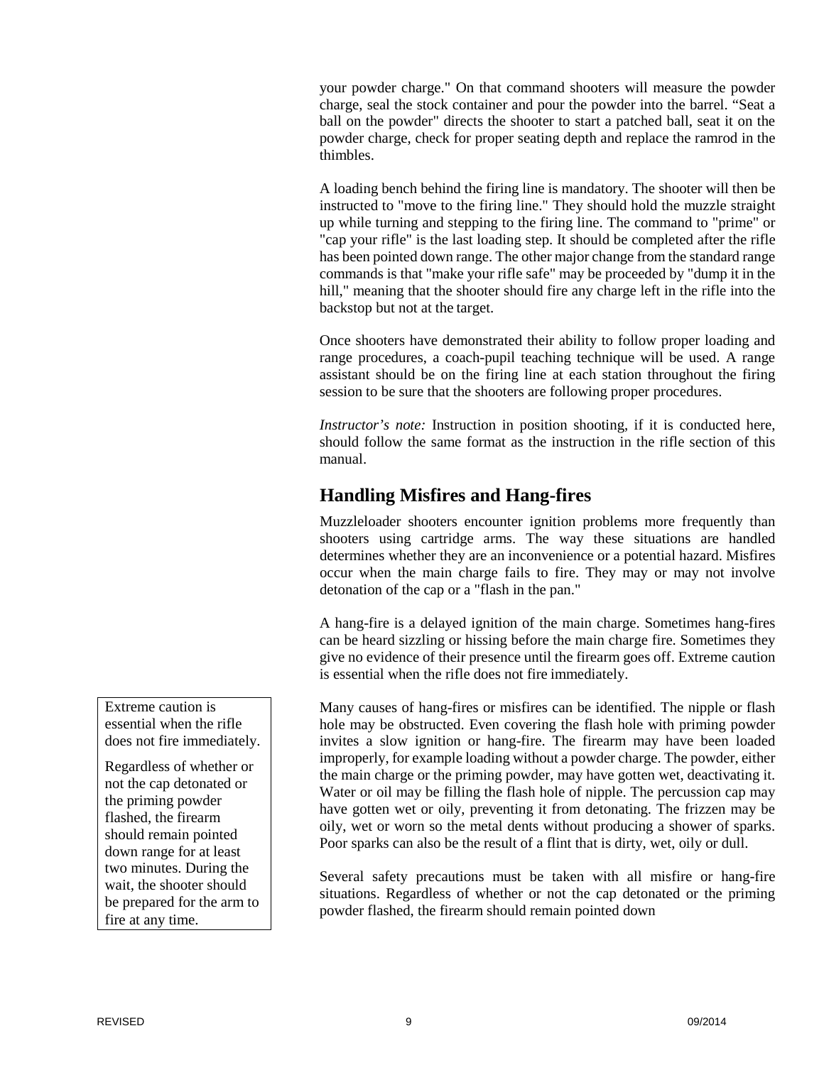your powder charge." On that command shooters will measure the powder charge, seal the stock container and pour the powder into the barrel. "Seat a ball on the powder" directs the shooter to start a patched ball, seat it on the powder charge, check for proper seating depth and replace the ramrod in the thimbles.

A loading bench behind the firing line is mandatory. The shooter will then be instructed to "move to the firing line." They should hold the muzzle straight up while turning and stepping to the firing line. The command to "prime" or "cap your rifle" is the last loading step. It should be completed after the rifle has been pointed down range. The other major change from the standard range commands is that "make your rifle safe" may be proceeded by "dump it in the hill," meaning that the shooter should fire any charge left in the rifle into the backstop but not at the target.

Once shooters have demonstrated their ability to follow proper loading and range procedures, a coach-pupil teaching technique will be used. A range assistant should be on the firing line at each station throughout the firing session to be sure that the shooters are following proper procedures.

*Instructor's note:* Instruction in position shooting, if it is conducted here, should follow the same format as the instruction in the rifle section of this manual.

## Handling Misfires and Hang-fires

Muzzleloader shooters encounter ignition problems more frequently than shooters using cartridge arms. The way these situations are handled determines whether they are an inconvenience or a potential hazard. Misfires occur when the main charge fails to fire. They may or may not involve detonation of the cap or a "flash in the pan."

A hang-fire is a delayed ignition of the main charge. Sometimes hang-fires can be heard sizzling or hissing before the main charge fire. Sometimes they give no evidence of their presence until the firearm goes off. Extreme caution is essential when the rifle does not fire immediately.

> Extreme caution is essential when the rifle does not fire immediately.
>
> Regardless of whether or not the cap detonated or the priming powder flashed, the firearm should remain pointed down range for at least two minutes. During the wait, the shooter should be prepared for the arm to fire at any time.

Many causes of hang-fires or misfires can be identified. The nipple or flash hole may be obstructed. Even covering the flash hole with priming powder invites a slow ignition or hang-fire. The firearm may have been loaded improperly, for example loading without a powder charge. The powder, either the main charge or the priming powder, may have gotten wet, deactivating it. Water or oil may be filling the flash hole of nipple. The percussion cap may have gotten wet or oily, preventing it from detonating. The frizzen may be oily, wet or worn so the metal dents without producing a shower of sparks. Poor sparks can also be the result of a flint that is dirty, wet, oily or dull.

Several safety precautions must be taken with all misfire or hang-fire situations. Regardless of whether or not the cap detonated or the priming powder flashed, the firearm should remain pointed down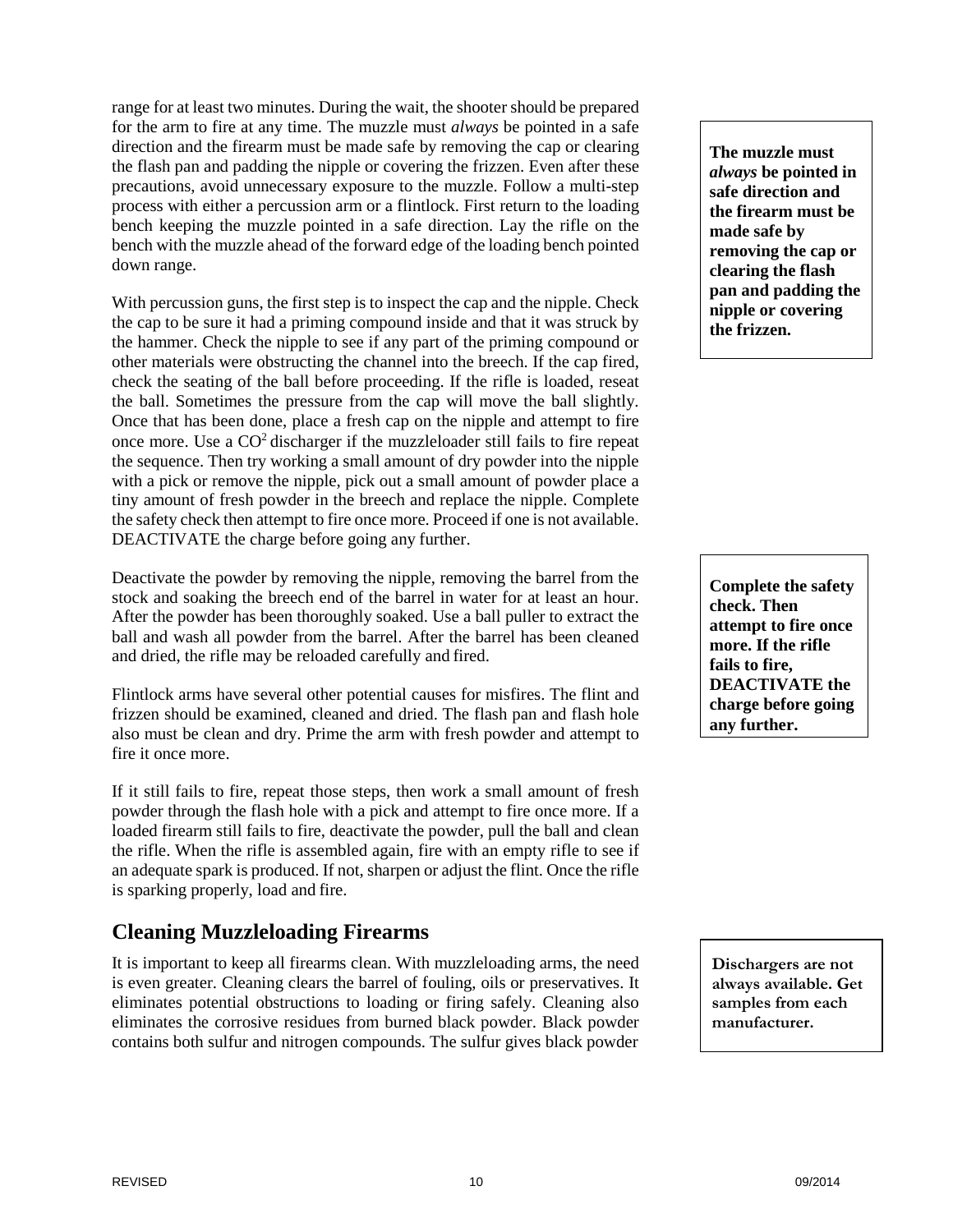range for at least two minutes. During the wait, the shooter should be prepared for the arm to fire at any time. The muzzle must *always* be pointed in a safe direction and the firearm must be made safe by removing the cap or clearing the flash pan and padding the nipple or covering the frizzen. Even after these precautions, avoid unnecessary exposure to the muzzle. Follow a multi-step process with either a percussion arm or a flintlock. First return to the loading bench keeping the muzzle pointed in a safe direction. Lay the rifle on the bench with the muzzle ahead of the forward edge of the loading bench pointed down range.

**The muzzle must *always* be pointed in safe direction and the firearm must be made safe by removing the cap or clearing the flash pan and padding the nipple or covering the frizzen.**

With percussion guns, the first step is to inspect the cap and the nipple. Check the cap to be sure it had a priming compound inside and that it was struck by the hammer. Check the nipple to see if any part of the priming compound or other materials were obstructing the channel into the breech. If the cap fired, check the seating of the ball before proceeding. If the rifle is loaded, reseat the ball. Sometimes the pressure from the cap will move the ball slightly. Once that has been done, place a fresh cap on the nipple and attempt to fire once more. Use a $CO^2$ discharger if the muzzleloader still fails to fire repeat the sequence. Then try working a small amount of dry powder into the nipple with a pick or remove the nipple, pick out a small amount of powder place a tiny amount of fresh powder in the breech and replace the nipple. Complete the safety check then attempt to fire once more. Proceed if one is not available. DEACTIVATE the charge before going any further.

**Complete the safety check. Then attempt to fire once more. If the rifle fails to fire, DEACTIVATE the charge before going any further.**

Deactivate the powder by removing the nipple, removing the barrel from the stock and soaking the breech end of the barrel in water for at least an hour. After the powder has been thoroughly soaked. Use a ball puller to extract the ball and wash all powder from the barrel. After the barrel has been cleaned and dried, the rifle may be reloaded carefully and fired.

Flintlock arms have several other potential causes for misfires. The flint and frizzen should be examined, cleaned and dried. The flash pan and flash hole also must be clean and dry. Prime the arm with fresh powder and attempt to fire it once more.

If it still fails to fire, repeat those steps, then work a small amount of fresh powder through the flash hole with a pick and attempt to fire once more. If a loaded firearm still fails to fire, deactivate the powder, pull the ball and clean the rifle. When the rifle is assembled again, fire with an empty rifle to see if an adequate spark is produced. If not, sharpen or adjust the flint. Once the rifle is sparking properly, load and fire.

## Cleaning Muzzleloading Firearms

It is important to keep all firearms clean. With muzzleloading arms, the need is even greater. Cleaning clears the barrel of fouling, oils or preservatives. It eliminates potential obstructions to loading or firing safely. Cleaning also eliminates the corrosive residues from burned black powder. Black powder contains both sulfur and nitrogen compounds. The sulfur gives black powder

**Dischargers are not always available. Get samples from each manufacturer.**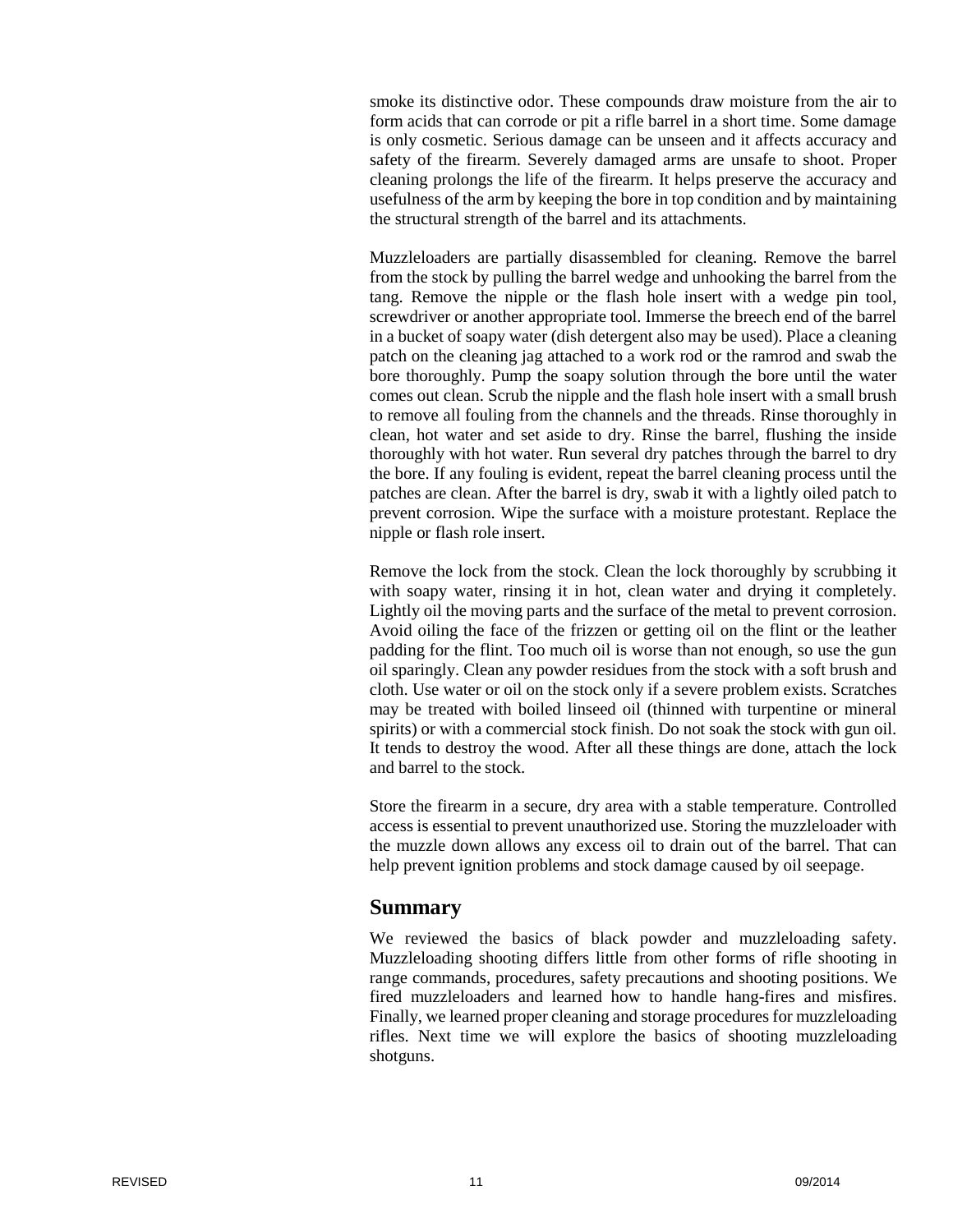smoke its distinctive odor. These compounds draw moisture from the air to form acids that can corrode or pit a rifle barrel in a short time. Some damage is only cosmetic. Serious damage can be unseen and it affects accuracy and safety of the firearm. Severely damaged arms are unsafe to shoot. Proper cleaning prolongs the life of the firearm. It helps preserve the accuracy and usefulness of the arm by keeping the bore in top condition and by maintaining the structural strength of the barrel and its attachments.

Muzzleloaders are partially disassembled for cleaning. Remove the barrel from the stock by pulling the barrel wedge and unhooking the barrel from the tang. Remove the nipple or the flash hole insert with a wedge pin tool, screwdriver or another appropriate tool. Immerse the breech end of the barrel in a bucket of soapy water (dish detergent also may be used). Place a cleaning patch on the cleaning jag attached to a work rod or the ramrod and swab the bore thoroughly. Pump the soapy solution through the bore until the water comes out clean. Scrub the nipple and the flash hole insert with a small brush to remove all fouling from the channels and the threads. Rinse thoroughly in clean, hot water and set aside to dry. Rinse the barrel, flushing the inside thoroughly with hot water. Run several dry patches through the barrel to dry the bore. If any fouling is evident, repeat the barrel cleaning process until the patches are clean. After the barrel is dry, swab it with a lightly oiled patch to prevent corrosion. Wipe the surface with a moisture protestant. Replace the nipple or flash role insert.

Remove the lock from the stock. Clean the lock thoroughly by scrubbing it with soapy water, rinsing it in hot, clean water and drying it completely. Lightly oil the moving parts and the surface of the metal to prevent corrosion. Avoid oiling the face of the frizzen or getting oil on the flint or the leather padding for the flint. Too much oil is worse than not enough, so use the gun oil sparingly. Clean any powder residues from the stock with a soft brush and cloth. Use water or oil on the stock only if a severe problem exists. Scratches may be treated with boiled linseed oil (thinned with turpentine or mineral spirits) or with a commercial stock finish. Do not soak the stock with gun oil. It tends to destroy the wood. After all these things are done, attach the lock and barrel to the stock.

Store the firearm in a secure, dry area with a stable temperature. Controlled access is essential to prevent unauthorized use. Storing the muzzleloader with the muzzle down allows any excess oil to drain out of the barrel. That can help prevent ignition problems and stock damage caused by oil seepage.

## Summary

We reviewed the basics of black powder and muzzleloading safety. Muzzleloading shooting differs little from other forms of rifle shooting in range commands, procedures, safety precautions and shooting positions. We fired muzzleloaders and learned how to handle hang-fires and misfires. Finally, we learned proper cleaning and storage procedures for muzzleloading rifles. Next time we will explore the basics of shooting muzzleloading shotguns.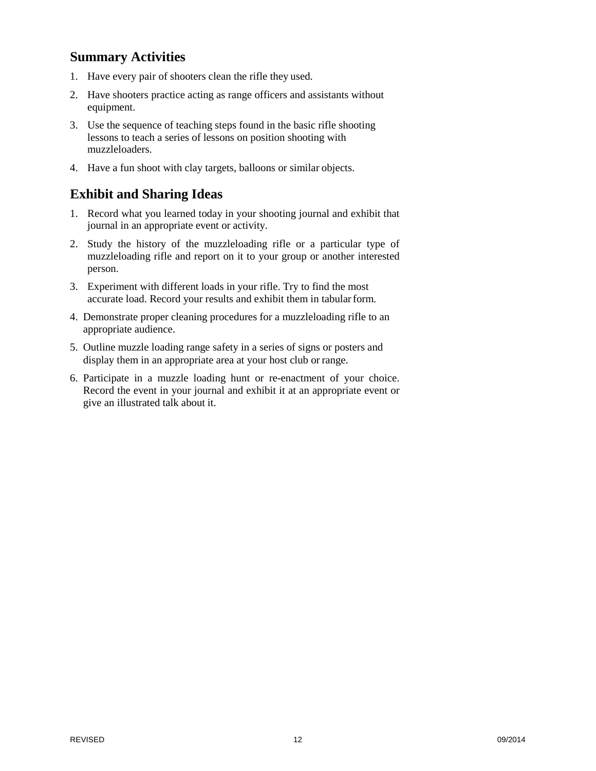## Summary Activities

1. Have every pair of shooters clean the rifle they used.
2. Have shooters practice acting as range officers and assistants without equipment.
3. Use the sequence of teaching steps found in the basic rifle shooting lessons to teach a series of lessons on position shooting with muzzleloaders.
4. Have a fun shoot with clay targets, balloons or similar objects.

## Exhibit and Sharing Ideas

1. Record what you learned today in your shooting journal and exhibit that journal in an appropriate event or activity.
2. Study the history of the muzzleloading rifle or a particular type of muzzleloading rifle and report on it to your group or another interested person.
3. Experiment with different loads in your rifle. Try to find the most accurate load. Record your results and exhibit them in tabular form.
4. Demonstrate proper cleaning procedures for a muzzleloading rifle to an appropriate audience.
5. Outline muzzle loading range safety in a series of signs or posters and display them in an appropriate area at your host club or range.
6. Participate in a muzzle loading hunt or re-enactment of your choice. Record the event in your journal and exhibit it at an appropriate event or give an illustrated talk about it.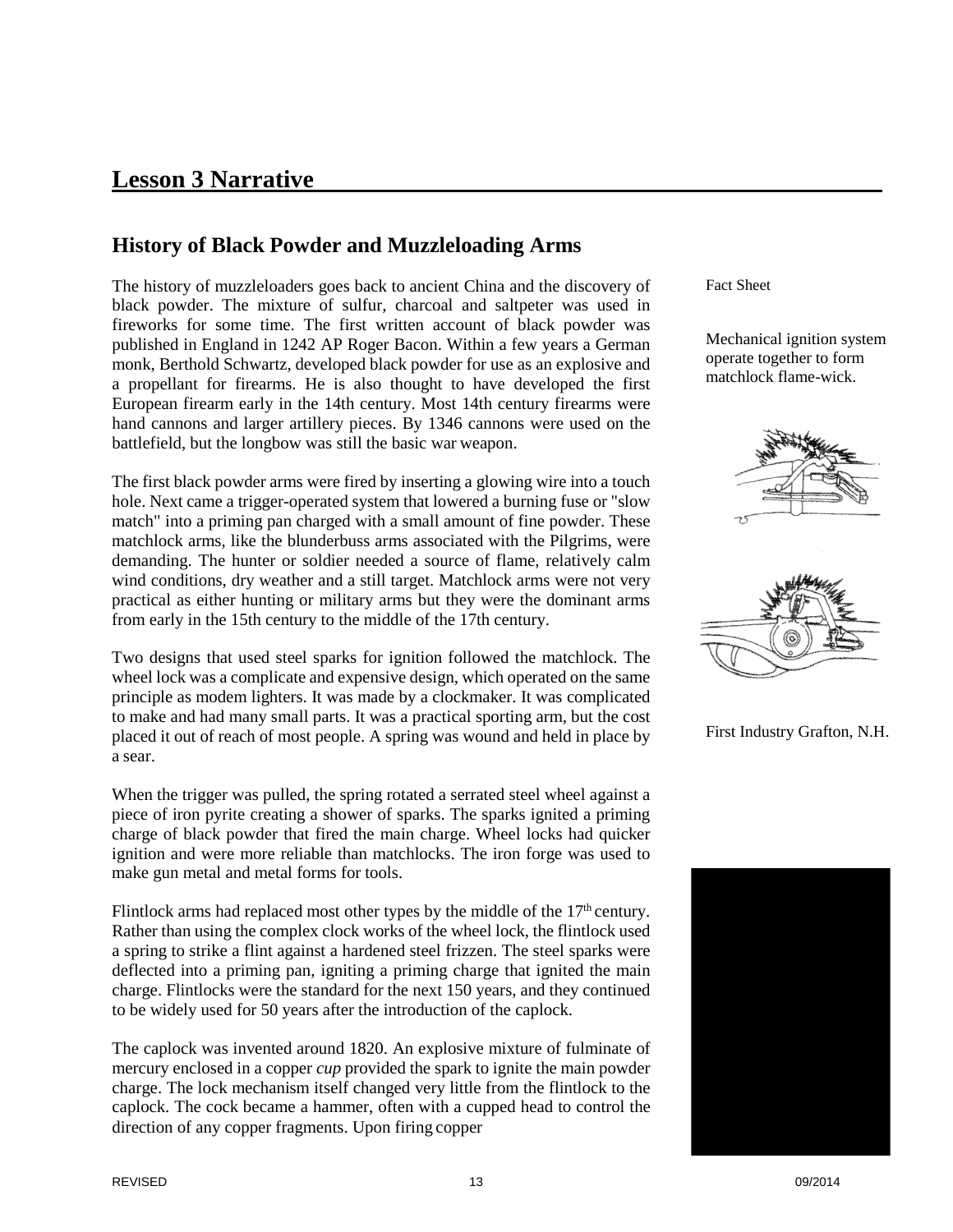## Lesson 3 Narrative

### History of Black Powder and Muzzleloading Arms

The history of muzzleloaders goes back to ancient China and the discovery of black powder. The mixture of sulfur, charcoal and saltpeter was used in fireworks for some time. The first written account of black powder was published in England in 1242 AP Roger Bacon. Within a few years a German monk, Berthold Schwartz, developed black powder for use as an explosive and a propellant for firearms. He is also thought to have developed the first European firearm early in the 14th century. Most 14th century firearms were hand cannons and larger artillery pieces. By 1346 cannons were used on the battlefield, but the longbow was still the basic war weapon.

The first black powder arms were fired by inserting a glowing wire into a touch hole. Next came a trigger-operated system that lowered a burning fuse or "slow match" into a priming pan charged with a small amount of fine powder. These matchlock arms, like the blunderbuss arms associated with the Pilgrims, were demanding. The hunter or soldier needed a source of flame, relatively calm wind conditions, dry weather and a still target. Matchlock arms were not very practical as either hunting or military arms but they were the dominant arms from early in the 15th century to the middle of the 17th century.

Two designs that used steel sparks for ignition followed the matchlock. The wheel lock was a complicate and expensive design, which operated on the same principle as modem lighters. It was made by a clockmaker. It was complicated to make and had many small parts. It was a practical sporting arm, but the cost placed it out of reach of most people. A spring was wound and held in place by a sear.

When the trigger was pulled, the spring rotated a serrated steel wheel against a piece of iron pyrite creating a shower of sparks. The sparks ignited a priming charge of black powder that fired the main charge. Wheel locks had quicker ignition and were more reliable than matchlocks. The iron forge was used to make gun metal and metal forms for tools.

Flintlock arms had replaced most other types by the middle of the 17th century. Rather than using the complex clock works of the wheel lock, the flintlock used a spring to strike a flint against a hardened steel frizzen. The steel sparks were deflected into a priming pan, igniting a priming charge that ignited the main charge. Flintlocks were the standard for the next 150 years, and they continued to be widely used for 50 years after the introduction of the caplock.

The caplock was invented around 1820. An explosive mixture of fulminate of mercury enclosed in a copper *cup* provided the spark to ignite the main powder charge. The lock mechanism itself changed very little from the flintlock to the caplock. The cock became a hammer, often with a cupped head to control the direction of any copper fragments. Upon firing copper

Fact Sheet

Mechanical ignition system operate together to form matchlock flame-wick.

First Industry Grafton, N.H.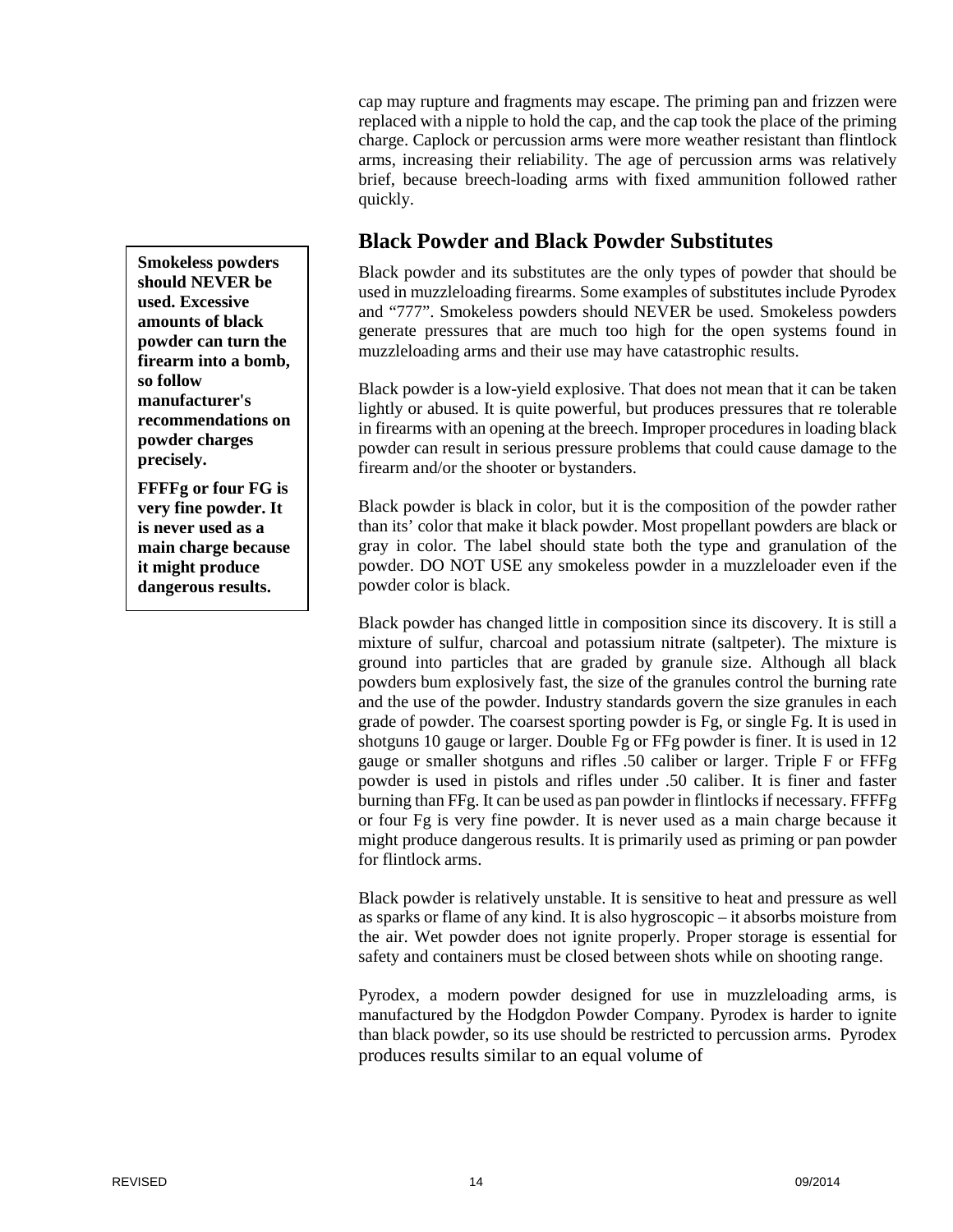cap may rupture and fragments may escape. The priming pan and frizzen were replaced with a nipple to hold the cap, and the cap took the place of the priming charge. Caplock or percussion arms were more weather resistant than flintlock arms, increasing their reliability. The age of percussion arms was relatively brief, because breech-loading arms with fixed ammunition followed rather quickly.

## Black Powder and Black Powder Substitutes

> **Smokeless powders should NEVER be used. Excessive amounts of black powder can turn the firearm into a bomb, so follow manufacturer's recommendations on powder charges precisely.**
>
> **FFFFg or four FG is very fine powder. It is never used as a main charge because it might produce dangerous results.**

Black powder and its substitutes are the only types of powder that should be used in muzzleloading firearms. Some examples of substitutes include Pyrodex and "777". Smokeless powders should NEVER be used. Smokeless powders generate pressures that are much too high for the open systems found in muzzleloading arms and their use may have catastrophic results.

Black powder is a low-yield explosive. That does not mean that it can be taken lightly or abused. It is quite powerful, but produces pressures that re tolerable in firearms with an opening at the breech. Improper procedures in loading black powder can result in serious pressure problems that could cause damage to the firearm and/or the shooter or bystanders.

Black powder is black in color, but it is the composition of the powder rather than its' color that make it black powder. Most propellant powders are black or gray in color. The label should state both the type and granulation of the powder. DO NOT USE any smokeless powder in a muzzleloader even if the powder color is black.

Black powder has changed little in composition since its discovery. It is still a mixture of sulfur, charcoal and potassium nitrate (saltpeter). The mixture is ground into particles that are graded by granule size. Although all black powders bum explosively fast, the size of the granules control the burning rate and the use of the powder. Industry standards govern the size granules in each grade of powder. The coarsest sporting powder is Fg, or single Fg. It is used in shotguns 10 gauge or larger. Double Fg or FFg powder is finer. It is used in 12 gauge or smaller shotguns and rifles .50 caliber or larger. Triple F or FFFg powder is used in pistols and rifles under .50 caliber. It is finer and faster burning than FFg. It can be used as pan powder in flintlocks if necessary. FFFFg or four Fg is very fine powder. It is never used as a main charge because it might produce dangerous results. It is primarily used as priming or pan powder for flintlock arms.

Black powder is relatively unstable. It is sensitive to heat and pressure as well as sparks or flame of any kind. It is also hygroscopic – it absorbs moisture from the air. Wet powder does not ignite properly. Proper storage is essential for safety and containers must be closed between shots while on shooting range.

Pyrodex, a modern powder designed for use in muzzleloading arms, is manufactured by the Hodgdon Powder Company. Pyrodex is harder to ignite than black powder, so its use should be restricted to percussion arms. Pyrodex produces results similar to an equal volume of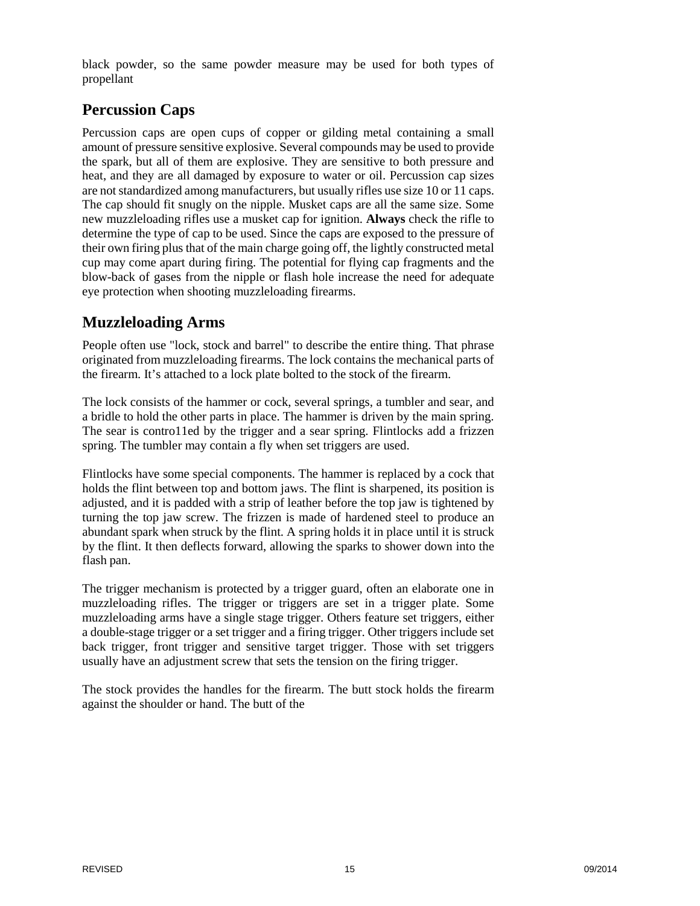black powder, so the same powder measure may be used for both types of propellant

## Percussion Caps

Percussion caps are open cups of copper or gilding metal containing a small amount of pressure sensitive explosive. Several compounds may be used to provide the spark, but all of them are explosive. They are sensitive to both pressure and heat, and they are all damaged by exposure to water or oil. Percussion cap sizes are not standardized among manufacturers, but usually rifles use size 10 or 11 caps. The cap should fit snugly on the nipple. Musket caps are all the same size. Some new muzzleloading rifles use a musket cap for ignition. **Always** check the rifle to determine the type of cap to be used. Since the caps are exposed to the pressure of their own firing plus that of the main charge going off, the lightly constructed metal cup may come apart during firing. The potential for flying cap fragments and the blow-back of gases from the nipple or flash hole increase the need for adequate eye protection when shooting muzzleloading firearms.

## Muzzleloading Arms

People often use "lock, stock and barrel" to describe the entire thing. That phrase originated from muzzleloading firearms. The lock contains the mechanical parts of the firearm. It's attached to a lock plate bolted to the stock of the firearm.

The lock consists of the hammer or cock, several springs, a tumbler and sear, and a bridle to hold the other parts in place. The hammer is driven by the main spring. The sear is contro11ed by the trigger and a sear spring. Flintlocks add a frizzen spring. The tumbler may contain a fly when set triggers are used.

Flintlocks have some special components. The hammer is replaced by a cock that holds the flint between top and bottom jaws. The flint is sharpened, its position is adjusted, and it is padded with a strip of leather before the top jaw is tightened by turning the top jaw screw. The frizzen is made of hardened steel to produce an abundant spark when struck by the flint. A spring holds it in place until it is struck by the flint. It then deflects forward, allowing the sparks to shower down into the flash pan.

The trigger mechanism is protected by a trigger guard, often an elaborate one in muzzleloading rifles. The trigger or triggers are set in a trigger plate. Some muzzleloading arms have a single stage trigger. Others feature set triggers, either a double-stage trigger or a set trigger and a firing trigger. Other triggers include set back trigger, front trigger and sensitive target trigger. Those with set triggers usually have an adjustment screw that sets the tension on the firing trigger.

The stock provides the handles for the firearm. The butt stock holds the firearm against the shoulder or hand. The butt of the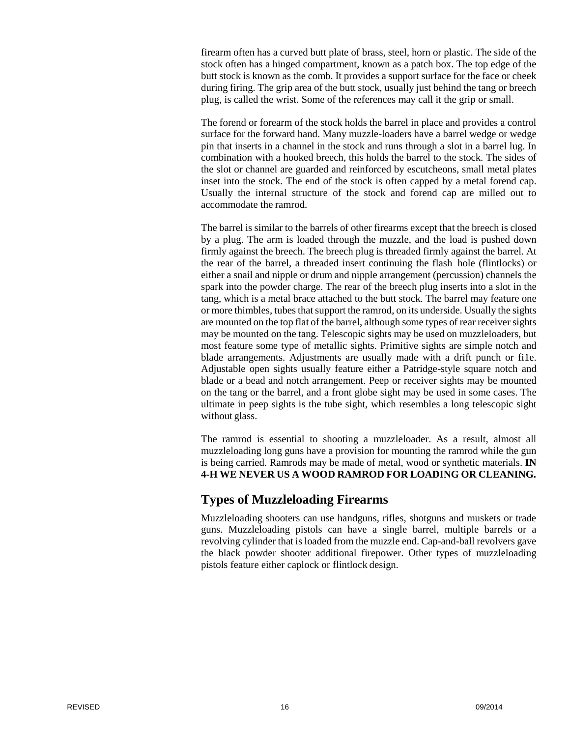firearm often has a curved butt plate of brass, steel, horn or plastic. The side of the stock often has a hinged compartment, known as a patch box. The top edge of the butt stock is known as the comb. It provides a support surface for the face or cheek during firing. The grip area of the butt stock, usually just behind the tang or breech plug, is called the wrist. Some of the references may call it the grip or small.

The forend or forearm of the stock holds the barrel in place and provides a control surface for the forward hand. Many muzzle-loaders have a barrel wedge or wedge pin that inserts in a channel in the stock and runs through a slot in a barrel lug. In combination with a hooked breech, this holds the barrel to the stock. The sides of the slot or channel are guarded and reinforced by escutcheons, small metal plates inset into the stock. The end of the stock is often capped by a metal forend cap. Usually the internal structure of the stock and forend cap are milled out to accommodate the ramrod.

The barrel is similar to the barrels of other firearms except that the breech is closed by a plug. The arm is loaded through the muzzle, and the load is pushed down firmly against the breech. The breech plug is threaded firmly against the barrel. At the rear of the barrel, a threaded insert continuing the flash hole (flintlocks) or either a snail and nipple or drum and nipple arrangement (percussion) channels the spark into the powder charge. The rear of the breech plug inserts into a slot in the tang, which is a metal brace attached to the butt stock. The barrel may feature one or more thimbles, tubes that support the ramrod, on its underside. Usually the sights are mounted on the top flat of the barrel, although some types of rear receiver sights may be mounted on the tang. Telescopic sights may be used on muzzleloaders, but most feature some type of metallic sights. Primitive sights are simple notch and blade arrangements. Adjustments are usually made with a drift punch or fi1e. Adjustable open sights usually feature either a Patridge-style square notch and blade or a bead and notch arrangement. Peep or receiver sights may be mounted on the tang or the barrel, and a front globe sight may be used in some cases. The ultimate in peep sights is the tube sight, which resembles a long telescopic sight without glass.

The ramrod is essential to shooting a muzzleloader. As a result, almost all muzzleloading long guns have a provision for mounting the ramrod while the gun is being carried. Ramrods may be made of metal, wood or synthetic materials. **IN 4-H WE NEVER US A WOOD RAMROD FOR LOADING OR CLEANING.**

## Types of Muzzleloading Firearms

Muzzleloading shooters can use handguns, rifles, shotguns and muskets or trade guns. Muzzleloading pistols can have a single barrel, multiple barrels or a revolving cylinder that is loaded from the muzzle end. Cap-and-ball revolvers gave the black powder shooter additional firepower. Other types of muzzleloading pistols feature either caplock or flintlock design.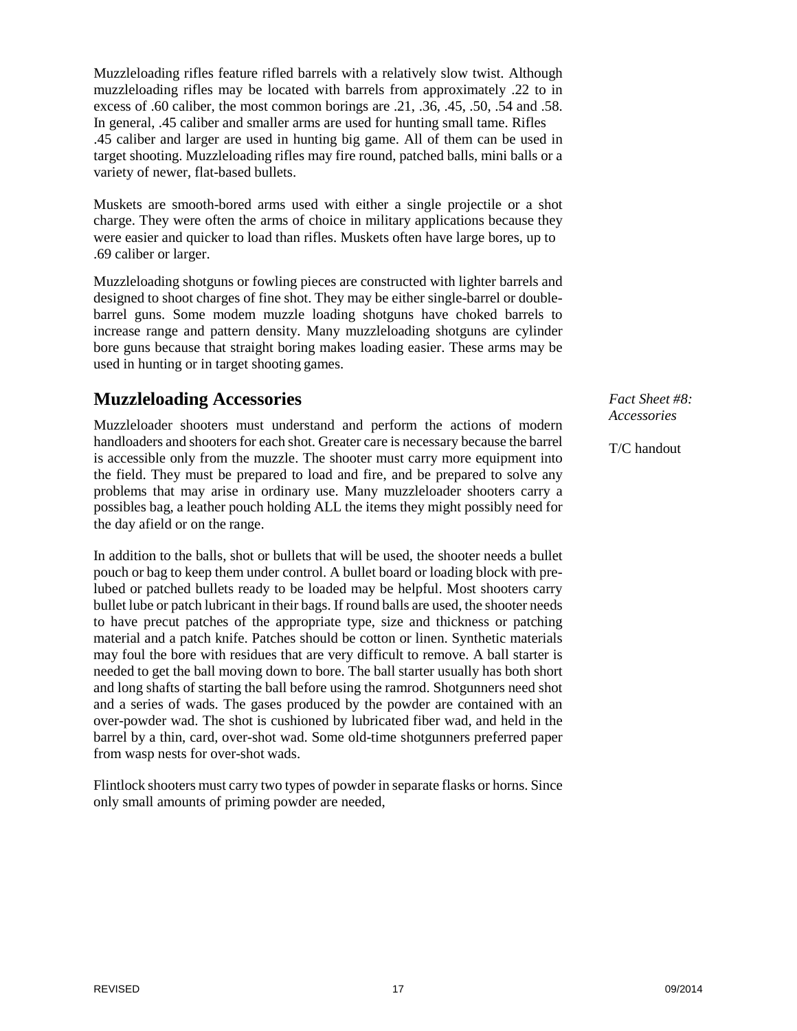Muzzleloading rifles feature rifled barrels with a relatively slow twist. Although muzzleloading rifles may be located with barrels from approximately .22 to in excess of .60 caliber, the most common borings are .21, .36, .45, .50, .54 and .58. In general, .45 caliber and smaller arms are used for hunting small tame. Rifles .45 caliber and larger are used in hunting big game. All of them can be used in target shooting. Muzzleloading rifles may fire round, patched balls, mini balls or a variety of newer, flat-based bullets.

Muskets are smooth-bored arms used with either a single projectile or a shot charge. They were often the arms of choice in military applications because they were easier and quicker to load than rifles. Muskets often have large bores, up to .69 caliber or larger.

Muzzleloading shotguns or fowling pieces are constructed with lighter barrels and designed to shoot charges of fine shot. They may be either single-barrel or double-barrel guns. Some modem muzzle loading shotguns have choked barrels to increase range and pattern density. Many muzzleloading shotguns are cylinder bore guns because that straight boring makes loading easier. These arms may be used in hunting or in target shooting games.

## Muzzleloading Accessories

*Fact Sheet #8: Accessories*

T/C handout

Muzzleloader shooters must understand and perform the actions of modern handloaders and shooters for each shot. Greater care is necessary because the barrel is accessible only from the muzzle. The shooter must carry more equipment into the field. They must be prepared to load and fire, and be prepared to solve any problems that may arise in ordinary use. Many muzzleloader shooters carry a possibles bag, a leather pouch holding ALL the items they might possibly need for the day afield or on the range.

In addition to the balls, shot or bullets that will be used, the shooter needs a bullet pouch or bag to keep them under control. A bullet board or loading block with pre-lubed or patched bullets ready to be loaded may be helpful. Most shooters carry bullet lube or patch lubricant in their bags. If round balls are used, the shooter needs to have precut patches of the appropriate type, size and thickness or patching material and a patch knife. Patches should be cotton or linen. Synthetic materials may foul the bore with residues that are very difficult to remove. A ball starter is needed to get the ball moving down to bore. The ball starter usually has both short and long shafts of starting the ball before using the ramrod. Shotgunners need shot and a series of wads. The gases produced by the powder are contained with an over-powder wad. The shot is cushioned by lubricated fiber wad, and held in the barrel by a thin, card, over-shot wad. Some old-time shotgunners preferred paper from wasp nests for over-shot wads.

Flintlock shooters must carry two types of powder in separate flasks or horns. Since only small amounts of priming powder are needed,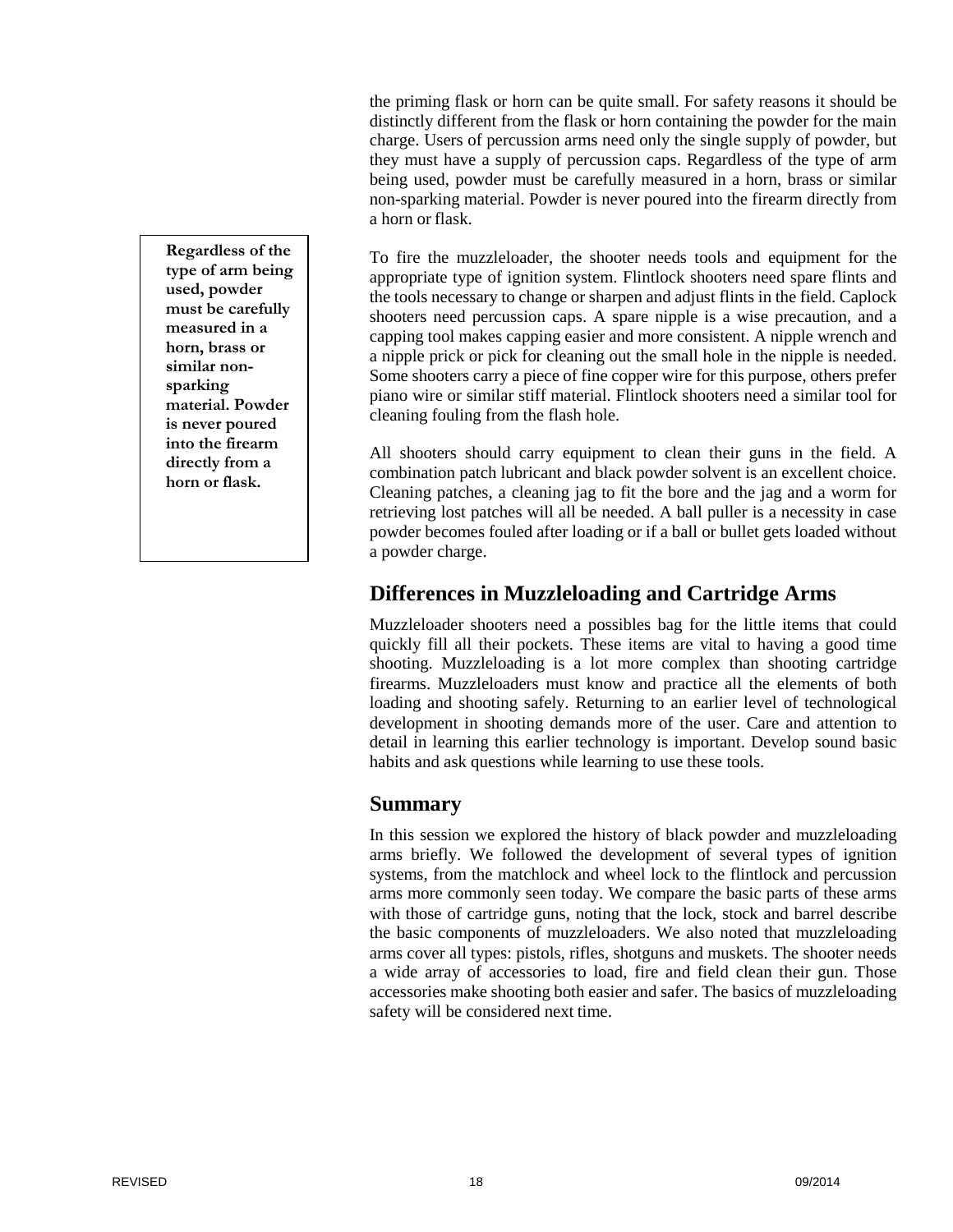the priming flask or horn can be quite small. For safety reasons it should be distinctly different from the flask or horn containing the powder for the main charge. Users of percussion arms need only the single supply of powder, but they must have a supply of percussion caps. Regardless of the type of arm being used, powder must be carefully measured in a horn, brass or similar non-sparking material. Powder is never poured into the firearm directly from a horn or flask.

> **Regardless of the type of arm being used, powder must be carefully measured in a horn, brass or similar non-sparking material. Powder is never poured into the firearm directly from a horn or flask.**

To fire the muzzleloader, the shooter needs tools and equipment for the appropriate type of ignition system. Flintlock shooters need spare flints and the tools necessary to change or sharpen and adjust flints in the field. Caplock shooters need percussion caps. A spare nipple is a wise precaution, and a capping tool makes capping easier and more consistent. A nipple wrench and a nipple prick or pick for cleaning out the small hole in the nipple is needed. Some shooters carry a piece of fine copper wire for this purpose, others prefer piano wire or similar stiff material. Flintlock shooters need a similar tool for cleaning fouling from the flash hole.

All shooters should carry equipment to clean their guns in the field. A combination patch lubricant and black powder solvent is an excellent choice. Cleaning patches, a cleaning jag to fit the bore and the jag and a worm for retrieving lost patches will all be needed. A ball puller is a necessity in case powder becomes fouled after loading or if a ball or bullet gets loaded without a powder charge.

## Differences in Muzzleloading and Cartridge Arms

Muzzleloader shooters need a possibles bag for the little items that could quickly fill all their pockets. These items are vital to having a good time shooting. Muzzleloading is a lot more complex than shooting cartridge firearms. Muzzleloaders must know and practice all the elements of both loading and shooting safely. Returning to an earlier level of technological development in shooting demands more of the user. Care and attention to detail in learning this earlier technology is important. Develop sound basic habits and ask questions while learning to use these tools.

## Summary

In this session we explored the history of black powder and muzzleloading arms briefly. We followed the development of several types of ignition systems, from the matchlock and wheel lock to the flintlock and percussion arms more commonly seen today. We compare the basic parts of these arms with those of cartridge guns, noting that the lock, stock and barrel describe the basic components of muzzleloaders. We also noted that muzzleloading arms cover all types: pistols, rifles, shotguns and muskets. The shooter needs a wide array of accessories to load, fire and field clean their gun. Those accessories make shooting both easier and safer. The basics of muzzleloading safety will be considered next time.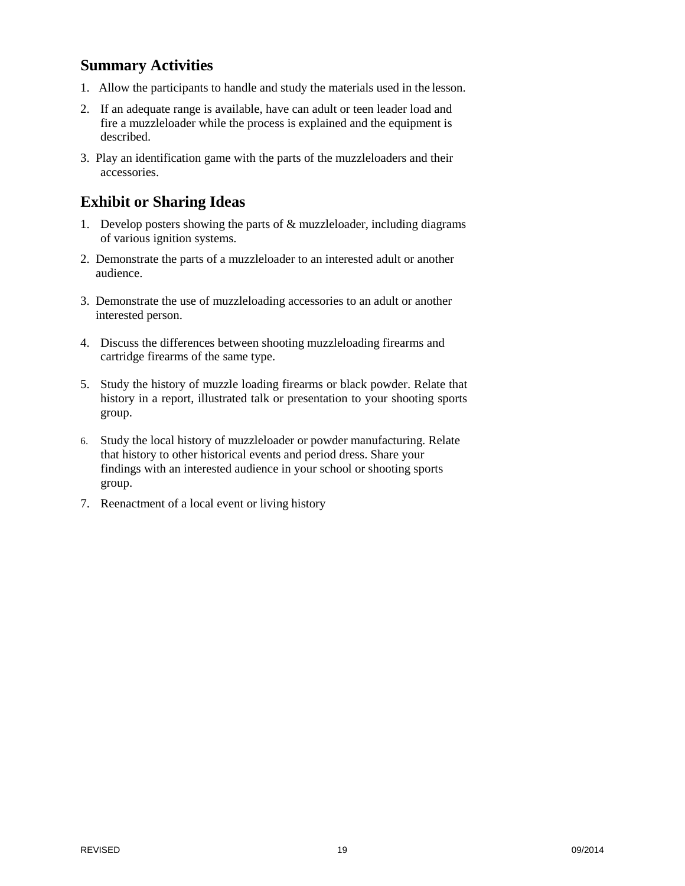## Summary Activities

1. Allow the participants to handle and study the materials used in the lesson.
2. If an adequate range is available, have can adult or teen leader load and fire a muzzleloader while the process is explained and the equipment is described.
3. Play an identification game with the parts of the muzzleloaders and their accessories.

## Exhibit or Sharing Ideas

1. Develop posters showing the parts of & muzzleloader, including diagrams of various ignition systems.
2. Demonstrate the parts of a muzzleloader to an interested adult or another audience.
3. Demonstrate the use of muzzleloading accessories to an adult or another interested person.
4. Discuss the differences between shooting muzzleloading firearms and cartridge firearms of the same type.
5. Study the history of muzzle loading firearms or black powder. Relate that history in a report, illustrated talk or presentation to your shooting sports group.
6. Study the local history of muzzleloader or powder manufacturing. Relate that history to other historical events and period dress. Share your findings with an interested audience in your school or shooting sports group.
7. Reenactment of a local event or living history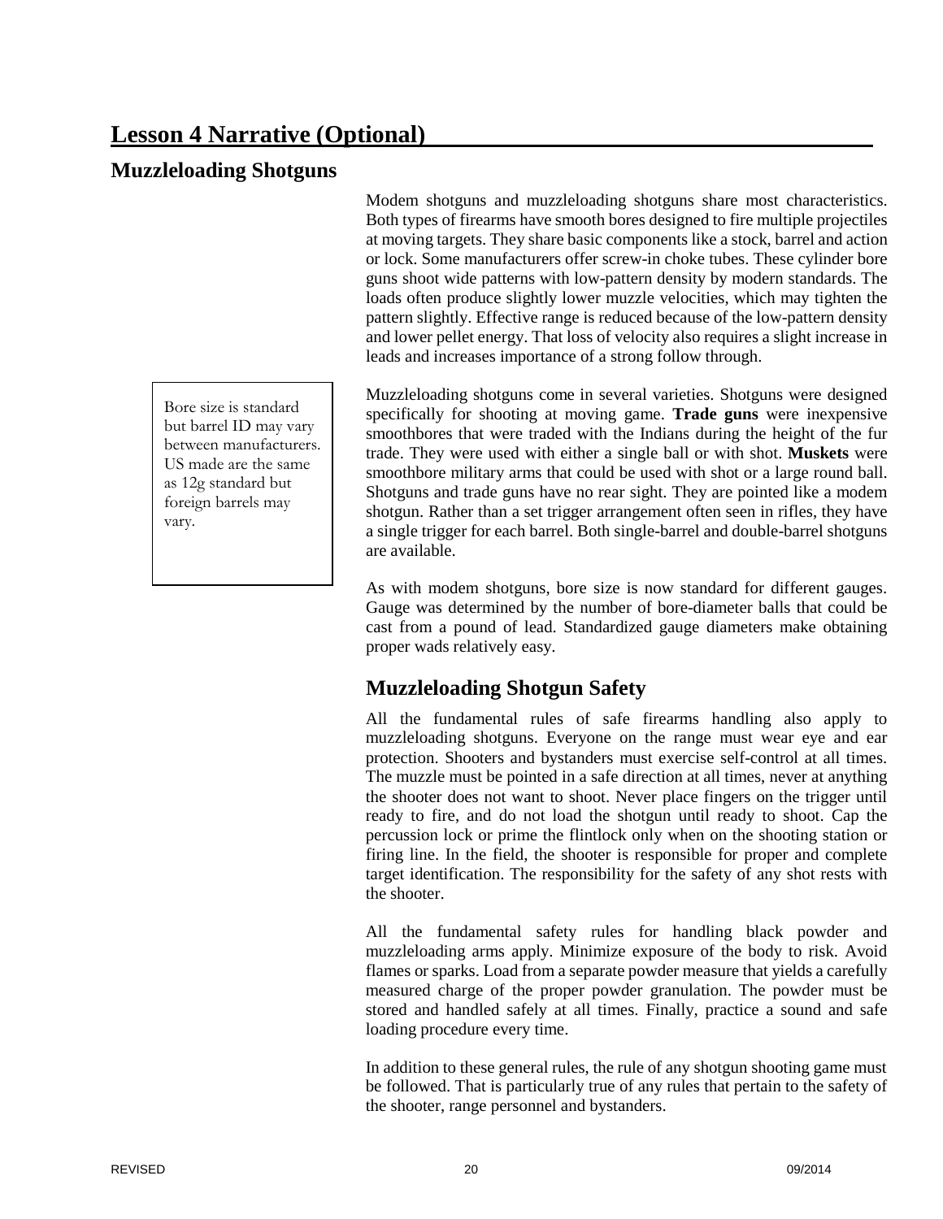# Lesson 4 Narrative (Optional)

## Muzzleloading Shotguns

Modem shotguns and muzzleloading shotguns share most characteristics. Both types of firearms have smooth bores designed to fire multiple projectiles at moving targets. They share basic components like a stock, barrel and action or lock. Some manufacturers offer screw-in choke tubes. These cylinder bore guns shoot wide patterns with low-pattern density by modern standards. The loads often produce slightly lower muzzle velocities, which may tighten the pattern slightly. Effective range is reduced because of the low-pattern density and lower pellet energy. That loss of velocity also requires a slight increase in leads and increases importance of a strong follow through.

> Bore size is standard but barrel ID may vary between manufacturers. US made are the same as 12g standard but foreign barrels may vary.

Muzzleloading shotguns come in several varieties. Shotguns were designed specifically for shooting at moving game. **Trade guns** were inexpensive smoothbores that were traded with the Indians during the height of the fur trade. They were used with either a single ball or with shot. **Muskets** were smoothbore military arms that could be used with shot or a large round ball. Shotguns and trade guns have no rear sight. They are pointed like a modem shotgun. Rather than a set trigger arrangement often seen in rifles, they have a single trigger for each barrel. Both single-barrel and double-barrel shotguns are available.

As with modem shotguns, bore size is now standard for different gauges. Gauge was determined by the number of bore-diameter balls that could be cast from a pound of lead. Standardized gauge diameters make obtaining proper wads relatively easy.

## Muzzleloading Shotgun Safety

All the fundamental rules of safe firearms handling also apply to muzzleloading shotguns. Everyone on the range must wear eye and ear protection. Shooters and bystanders must exercise self-control at all times. The muzzle must be pointed in a safe direction at all times, never at anything the shooter does not want to shoot. Never place fingers on the trigger until ready to fire, and do not load the shotgun until ready to shoot. Cap the percussion lock or prime the flintlock only when on the shooting station or firing line. In the field, the shooter is responsible for proper and complete target identification. The responsibility for the safety of any shot rests with the shooter.

All the fundamental safety rules for handling black powder and muzzleloading arms apply. Minimize exposure of the body to risk. Avoid flames or sparks. Load from a separate powder measure that yields a carefully measured charge of the proper powder granulation. The powder must be stored and handled safely at all times. Finally, practice a sound and safe loading procedure every time.

In addition to these general rules, the rule of any shotgun shooting game must be followed. That is particularly true of any rules that pertain to the safety of the shooter, range personnel and bystanders.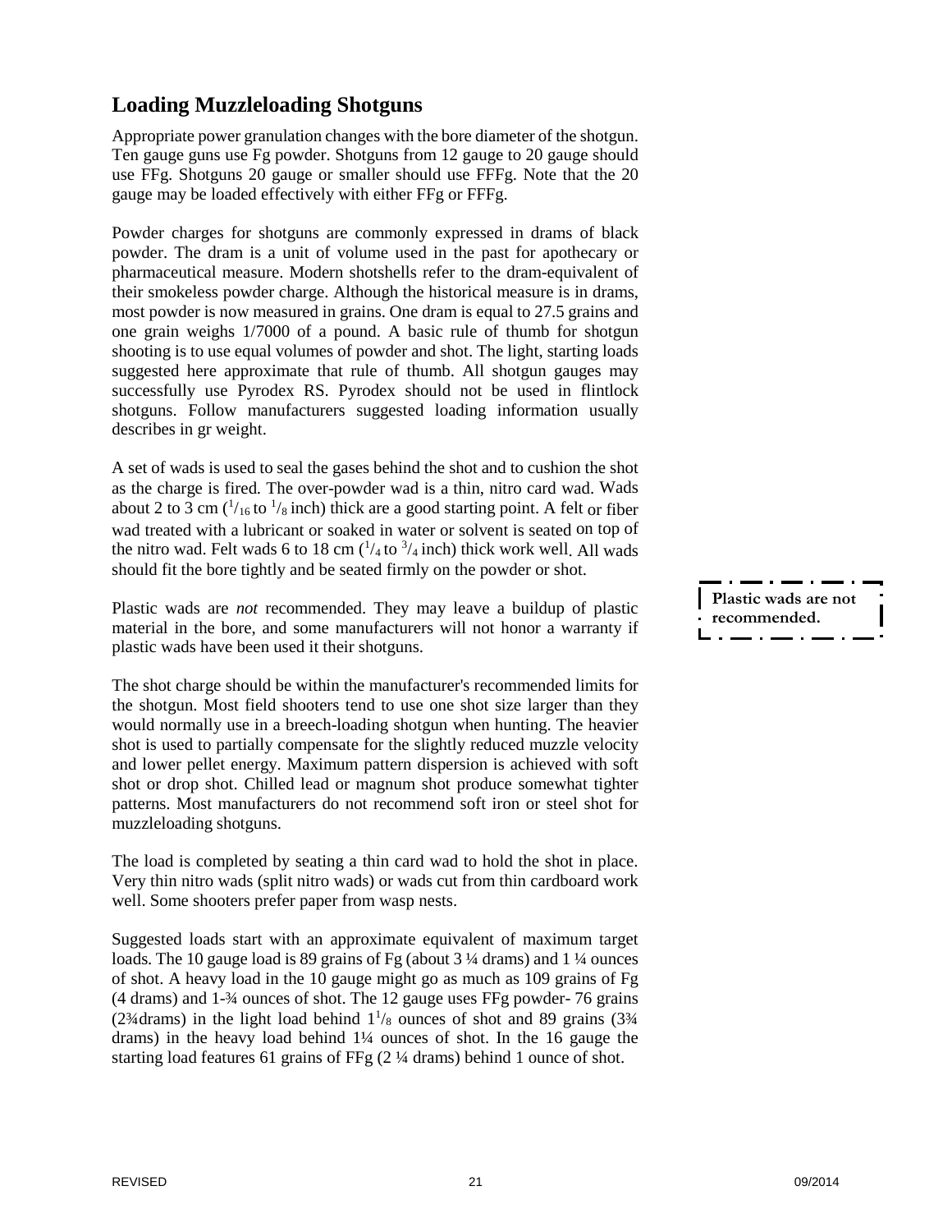## Loading Muzzleloading Shotguns

Appropriate power granulation changes with the bore diameter of the shotgun. Ten gauge guns use Fg powder. Shotguns from 12 gauge to 20 gauge should use FFg. Shotguns 20 gauge or smaller should use FFFg. Note that the 20 gauge may be loaded effectively with either FFg or FFFg.

Powder charges for shotguns are commonly expressed in drams of black powder. The dram is a unit of volume used in the past for apothecary or pharmaceutical measure. Modern shotshells refer to the dram-equivalent of their smokeless powder charge. Although the historical measure is in drams, most powder is now measured in grains. One dram is equal to 27.5 grains and one grain weighs 1/7000 of a pound. A basic rule of thumb for shotgun shooting is to use equal volumes of powder and shot. The light, starting loads suggested here approximate that rule of thumb. All shotgun gauges may successfully use Pyrodex RS. Pyrodex should not be used in flintlock shotguns. Follow manufacturers suggested loading information usually describes in gr weight.

A set of wads is used to seal the gases behind the shot and to cushion the shot as the charge is fired. The over-powder wad is a thin, nitro card wad. Wads about 2 to 3 cm ($^1/_{16}$ to $^1/_8$ inch) thick are a good starting point. A felt or fiber wad treated with a lubricant or soaked in water or solvent is seated on top of the nitro wad. Felt wads 6 to 18 cm ($^1/_4$ to $^3/_4$ inch) thick work well. All wads should fit the bore tightly and be seated firmly on the powder or shot.

Plastic wads are *not* recommended. They may leave a buildup of plastic material in the bore, and some manufacturers will not honor a warranty if plastic wads have been used it their shotguns.

**Plastic wads are not recommended.**

The shot charge should be within the manufacturer's recommended limits for the shotgun. Most field shooters tend to use one shot size larger than they would normally use in a breech-loading shotgun when hunting. The heavier shot is used to partially compensate for the slightly reduced muzzle velocity and lower pellet energy. Maximum pattern dispersion is achieved with soft shot or drop shot. Chilled lead or magnum shot produce somewhat tighter patterns. Most manufacturers do not recommend soft iron or steel shot for muzzleloading shotguns.

The load is completed by seating a thin card wad to hold the shot in place. Very thin nitro wads (split nitro wads) or wads cut from thin cardboard work well. Some shooters prefer paper from wasp nests.

Suggested loads start with an approximate equivalent of maximum target loads. The 10 gauge load is 89 grains of Fg (about 3 ¼ drams) and 1 ¼ ounces of shot. A heavy load in the 10 gauge might go as much as 109 grains of Fg (4 drams) and 1-¾ ounces of shot. The 12 gauge uses FFg powder- 76 grains (2¾drams) in the light load behind $1^1/_8$ ounces of shot and 89 grains (3¾ drams) in the heavy load behind 1¼ ounces of shot. In the 16 gauge the starting load features 61 grains of FFg (2 ¼ drams) behind 1 ounce of shot.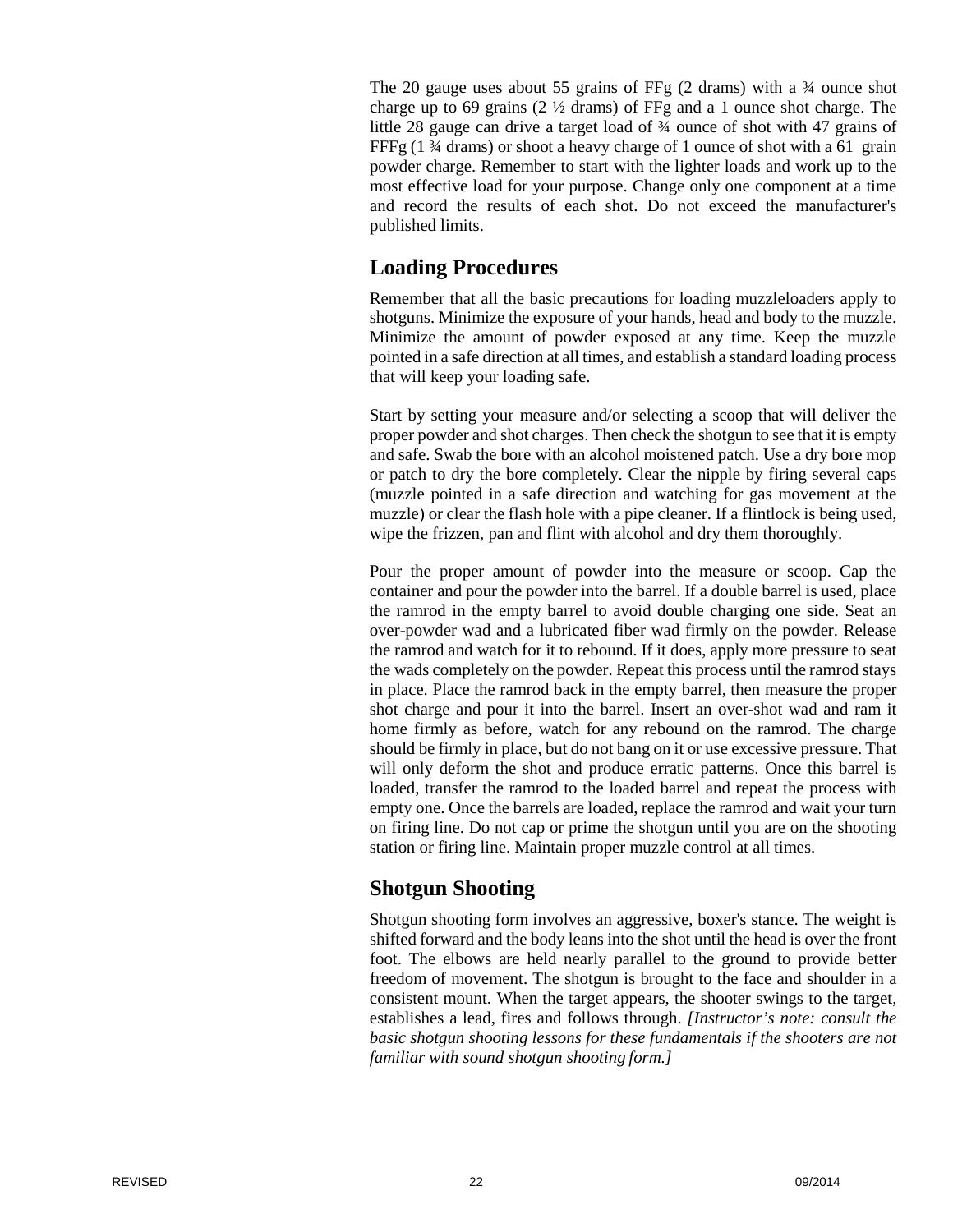The 20 gauge uses about 55 grains of FFg (2 drams) with a ¾ ounce shot charge up to 69 grains (2 ½ drams) of FFg and a 1 ounce shot charge. The little 28 gauge can drive a target load of ¾ ounce of shot with 47 grains of FFFg (1 ¾ drams) or shoot a heavy charge of 1 ounce of shot with a 61 grain powder charge. Remember to start with the lighter loads and work up to the most effective load for your purpose. Change only one component at a time and record the results of each shot. Do not exceed the manufacturer's published limits.

## Loading Procedures

Remember that all the basic precautions for loading muzzleloaders apply to shotguns. Minimize the exposure of your hands, head and body to the muzzle. Minimize the amount of powder exposed at any time. Keep the muzzle pointed in a safe direction at all times, and establish a standard loading process that will keep your loading safe.

Start by setting your measure and/or selecting a scoop that will deliver the proper powder and shot charges. Then check the shotgun to see that it is empty and safe. Swab the bore with an alcohol moistened patch. Use a dry bore mop or patch to dry the bore completely. Clear the nipple by firing several caps (muzzle pointed in a safe direction and watching for gas movement at the muzzle) or clear the flash hole with a pipe cleaner. If a flintlock is being used, wipe the frizzen, pan and flint with alcohol and dry them thoroughly.

Pour the proper amount of powder into the measure or scoop. Cap the container and pour the powder into the barrel. If a double barrel is used, place the ramrod in the empty barrel to avoid double charging one side. Seat an over-powder wad and a lubricated fiber wad firmly on the powder. Release the ramrod and watch for it to rebound. If it does, apply more pressure to seat the wads completely on the powder. Repeat this process until the ramrod stays in place. Place the ramrod back in the empty barrel, then measure the proper shot charge and pour it into the barrel. Insert an over-shot wad and ram it home firmly as before, watch for any rebound on the ramrod. The charge should be firmly in place, but do not bang on it or use excessive pressure. That will only deform the shot and produce erratic patterns. Once this barrel is loaded, transfer the ramrod to the loaded barrel and repeat the process with empty one. Once the barrels are loaded, replace the ramrod and wait your turn on firing line. Do not cap or prime the shotgun until you are on the shooting station or firing line. Maintain proper muzzle control at all times.

## Shotgun Shooting

Shotgun shooting form involves an aggressive, boxer's stance. The weight is shifted forward and the body leans into the shot until the head is over the front foot. The elbows are held nearly parallel to the ground to provide better freedom of movement. The shotgun is brought to the face and shoulder in a consistent mount. When the target appears, the shooter swings to the target, establishes a lead, fires and follows through. *[Instructor's note: consult the basic shotgun shooting lessons for these fundamentals if the shooters are not familiar with sound shotgun shooting form.]*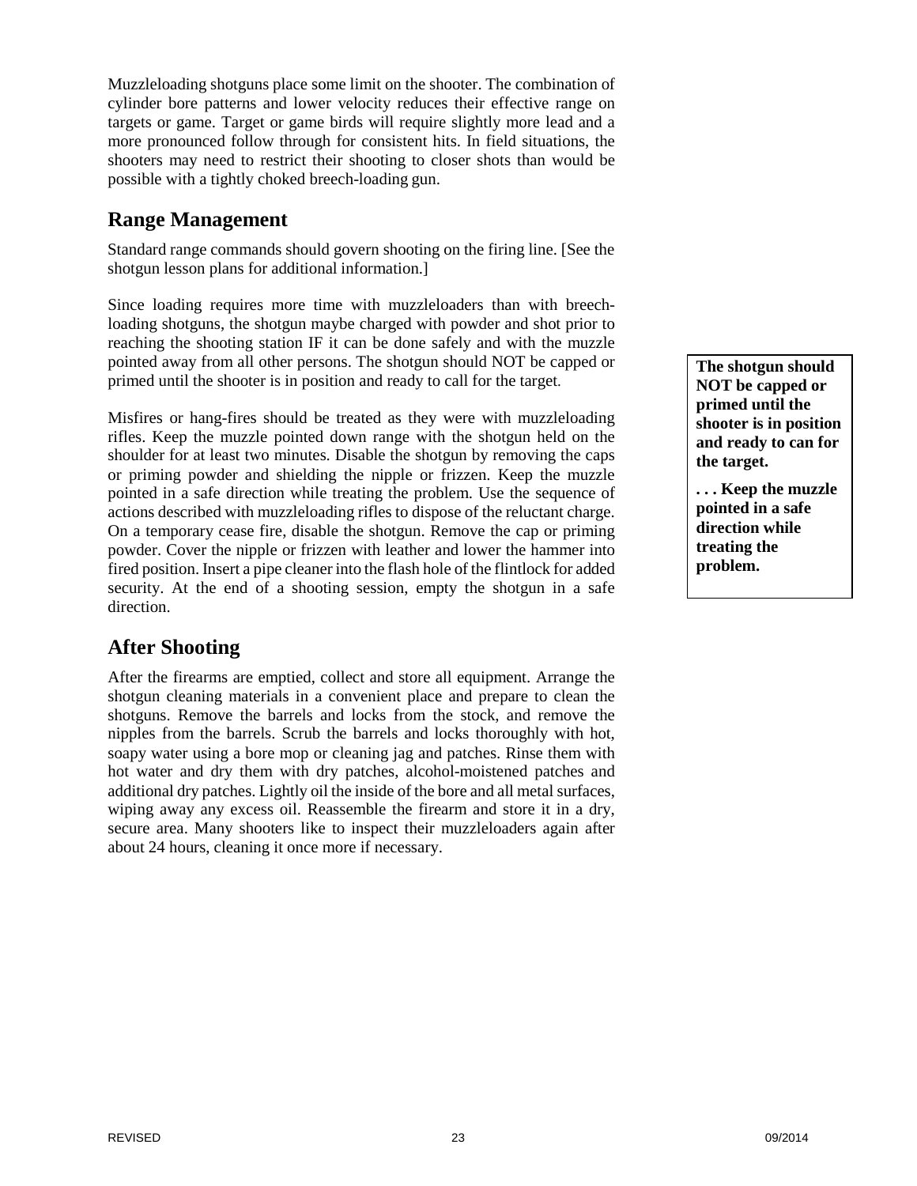Muzzleloading shotguns place some limit on the shooter. The combination of cylinder bore patterns and lower velocity reduces their effective range on targets or game. Target or game birds will require slightly more lead and a more pronounced follow through for consistent hits. In field situations, the shooters may need to restrict their shooting to closer shots than would be possible with a tightly choked breech-loading gun.

## Range Management

Standard range commands should govern shooting on the firing line. [See the shotgun lesson plans for additional information.]

Since loading requires more time with muzzleloaders than with breech-loading shotguns, the shotgun maybe charged with powder and shot prior to reaching the shooting station IF it can be done safely and with the muzzle pointed away from all other persons. The shotgun should NOT be capped or primed until the shooter is in position and ready to call for the target.

**The shotgun should NOT be capped or primed until the shooter is in position and ready to can for the target.**

**. . . Keep the muzzle pointed in a safe direction while treating the problem.**

Misfires or hang-fires should be treated as they were with muzzleloading rifles. Keep the muzzle pointed down range with the shotgun held on the shoulder for at least two minutes. Disable the shotgun by removing the caps or priming powder and shielding the nipple or frizzen. Keep the muzzle pointed in a safe direction while treating the problem. Use the sequence of actions described with muzzleloading rifles to dispose of the reluctant charge. On a temporary cease fire, disable the shotgun. Remove the cap or priming powder. Cover the nipple or frizzen with leather and lower the hammer into fired position. Insert a pipe cleaner into the flash hole of the flintlock for added security. At the end of a shooting session, empty the shotgun in a safe direction.

## After Shooting

After the firearms are emptied, collect and store all equipment. Arrange the shotgun cleaning materials in a convenient place and prepare to clean the shotguns. Remove the barrels and locks from the stock, and remove the nipples from the barrels. Scrub the barrels and locks thoroughly with hot, soapy water using a bore mop or cleaning jag and patches. Rinse them with hot water and dry them with dry patches, alcohol-moistened patches and additional dry patches. Lightly oil the inside of the bore and all metal surfaces, wiping away any excess oil. Reassemble the firearm and store it in a dry, secure area. Many shooters like to inspect their muzzleloaders again after about 24 hours, cleaning it once more if necessary.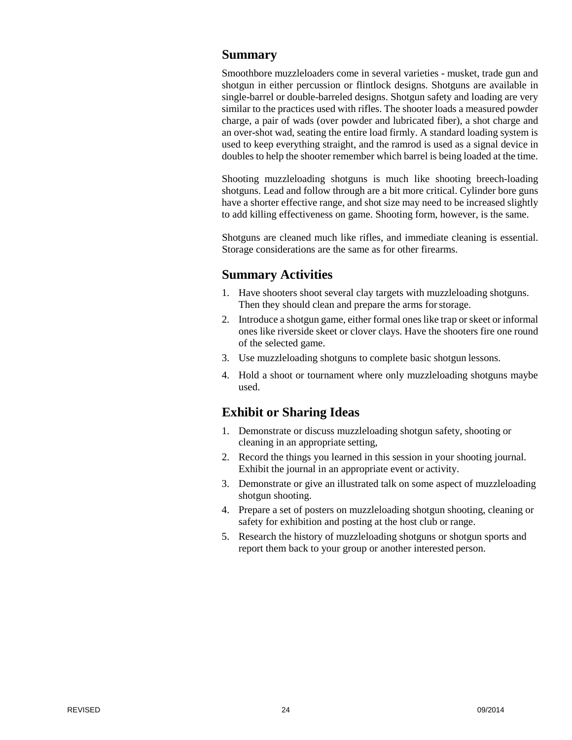## Summary

Smoothbore muzzleloaders come in several varieties - musket, trade gun and shotgun in either percussion or flintlock designs. Shotguns are available in single-barrel or double-barreled designs. Shotgun safety and loading are very similar to the practices used with rifles. The shooter loads a measured powder charge, a pair of wads (over powder and lubricated fiber), a shot charge and an over-shot wad, seating the entire load firmly. A standard loading system is used to keep everything straight, and the ramrod is used as a signal device in doubles to help the shooter remember which barrel is being loaded at the time.

Shooting muzzleloading shotguns is much like shooting breech-loading shotguns. Lead and follow through are a bit more critical. Cylinder bore guns have a shorter effective range, and shot size may need to be increased slightly to add killing effectiveness on game. Shooting form, however, is the same.

Shotguns are cleaned much like rifles, and immediate cleaning is essential. Storage considerations are the same as for other firearms.

## Summary Activities

1. Have shooters shoot several clay targets with muzzleloading shotguns. Then they should clean and prepare the arms for storage.
2. Introduce a shotgun game, either formal ones like trap or skeet or informal ones like riverside skeet or clover clays. Have the shooters fire one round of the selected game.
3. Use muzzleloading shotguns to complete basic shotgun lessons.
4. Hold a shoot or tournament where only muzzleloading shotguns maybe used.

## Exhibit or Sharing Ideas

1. Demonstrate or discuss muzzleloading shotgun safety, shooting or cleaning in an appropriate setting,
2. Record the things you learned in this session in your shooting journal. Exhibit the journal in an appropriate event or activity.
3. Demonstrate or give an illustrated talk on some aspect of muzzleloading shotgun shooting.
4. Prepare a set of posters on muzzleloading shotgun shooting, cleaning or safety for exhibition and posting at the host club or range.
5. Research the history of muzzleloading shotguns or shotgun sports and report them back to your group or another interested person.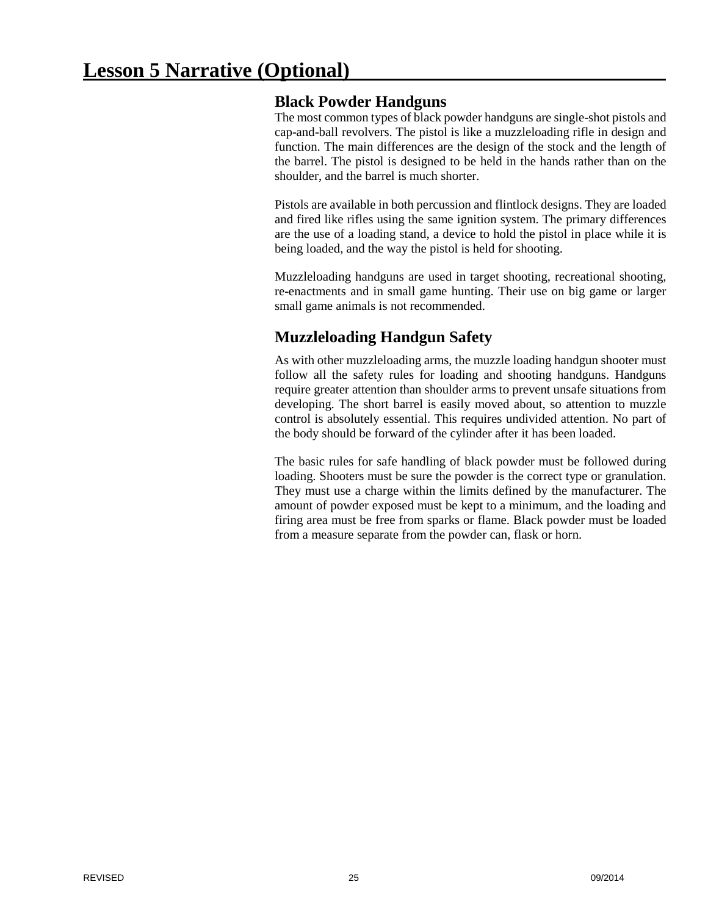# Lesson 5 Narrative (Optional)

## Black Powder Handguns

The most common types of black powder handguns are single-shot pistols and cap-and-ball revolvers. The pistol is like a muzzleloading rifle in design and function. The main differences are the design of the stock and the length of the barrel. The pistol is designed to be held in the hands rather than on the shoulder, and the barrel is much shorter.

Pistols are available in both percussion and flintlock designs. They are loaded and fired like rifles using the same ignition system. The primary differences are the use of a loading stand, a device to hold the pistol in place while it is being loaded, and the way the pistol is held for shooting.

Muzzleloading handguns are used in target shooting, recreational shooting, re-enactments and in small game hunting. Their use on big game or larger small game animals is not recommended.

## Muzzleloading Handgun Safety

As with other muzzleloading arms, the muzzle loading handgun shooter must follow all the safety rules for loading and shooting handguns. Handguns require greater attention than shoulder arms to prevent unsafe situations from developing. The short barrel is easily moved about, so attention to muzzle control is absolutely essential. This requires undivided attention. No part of the body should be forward of the cylinder after it has been loaded.

The basic rules for safe handling of black powder must be followed during loading. Shooters must be sure the powder is the correct type or granulation. They must use a charge within the limits defined by the manufacturer. The amount of powder exposed must be kept to a minimum, and the loading and firing area must be free from sparks or flame. Black powder must be loaded from a measure separate from the powder can, flask or horn.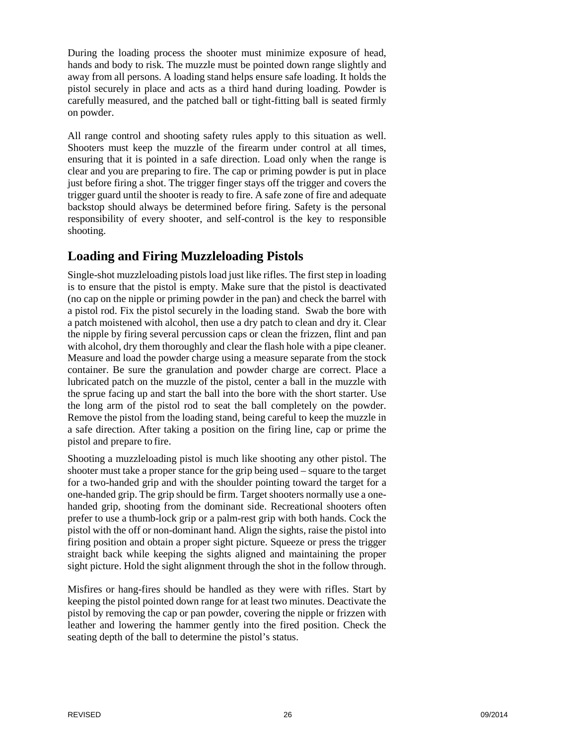During the loading process the shooter must minimize exposure of head, hands and body to risk. The muzzle must be pointed down range slightly and away from all persons. A loading stand helps ensure safe loading. It holds the pistol securely in place and acts as a third hand during loading. Powder is carefully measured, and the patched ball or tight-fitting ball is seated firmly on powder.

All range control and shooting safety rules apply to this situation as well. Shooters must keep the muzzle of the firearm under control at all times, ensuring that it is pointed in a safe direction. Load only when the range is clear and you are preparing to fire. The cap or priming powder is put in place just before firing a shot. The trigger finger stays off the trigger and covers the trigger guard until the shooter is ready to fire. A safe zone of fire and adequate backstop should always be determined before firing. Safety is the personal responsibility of every shooter, and self-control is the key to responsible shooting.

## Loading and Firing Muzzleloading Pistols

Single-shot muzzleloading pistols load just like rifles. The first step in loading is to ensure that the pistol is empty. Make sure that the pistol is deactivated (no cap on the nipple or priming powder in the pan) and check the barrel with a pistol rod. Fix the pistol securely in the loading stand. Swab the bore with a patch moistened with alcohol, then use a dry patch to clean and dry it. Clear the nipple by firing several percussion caps or clean the frizzen, flint and pan with alcohol, dry them thoroughly and clear the flash hole with a pipe cleaner. Measure and load the powder charge using a measure separate from the stock container. Be sure the granulation and powder charge are correct. Place a lubricated patch on the muzzle of the pistol, center a ball in the muzzle with the sprue facing up and start the ball into the bore with the short starter. Use the long arm of the pistol rod to seat the ball completely on the powder. Remove the pistol from the loading stand, being careful to keep the muzzle in a safe direction. After taking a position on the firing line, cap or prime the pistol and prepare to fire.

Shooting a muzzleloading pistol is much like shooting any other pistol. The shooter must take a proper stance for the grip being used – square to the target for a two-handed grip and with the shoulder pointing toward the target for a one-handed grip. The grip should be firm. Target shooters normally use a one-handed grip, shooting from the dominant side. Recreational shooters often prefer to use a thumb-lock grip or a palm-rest grip with both hands. Cock the pistol with the off or non-dominant hand. Align the sights, raise the pistol into firing position and obtain a proper sight picture. Squeeze or press the trigger straight back while keeping the sights aligned and maintaining the proper sight picture. Hold the sight alignment through the shot in the follow through.

Misfires or hang-fires should be handled as they were with rifles. Start by keeping the pistol pointed down range for at least two minutes. Deactivate the pistol by removing the cap or pan powder, covering the nipple or frizzen with leather and lowering the hammer gently into the fired position. Check the seating depth of the ball to determine the pistol's status.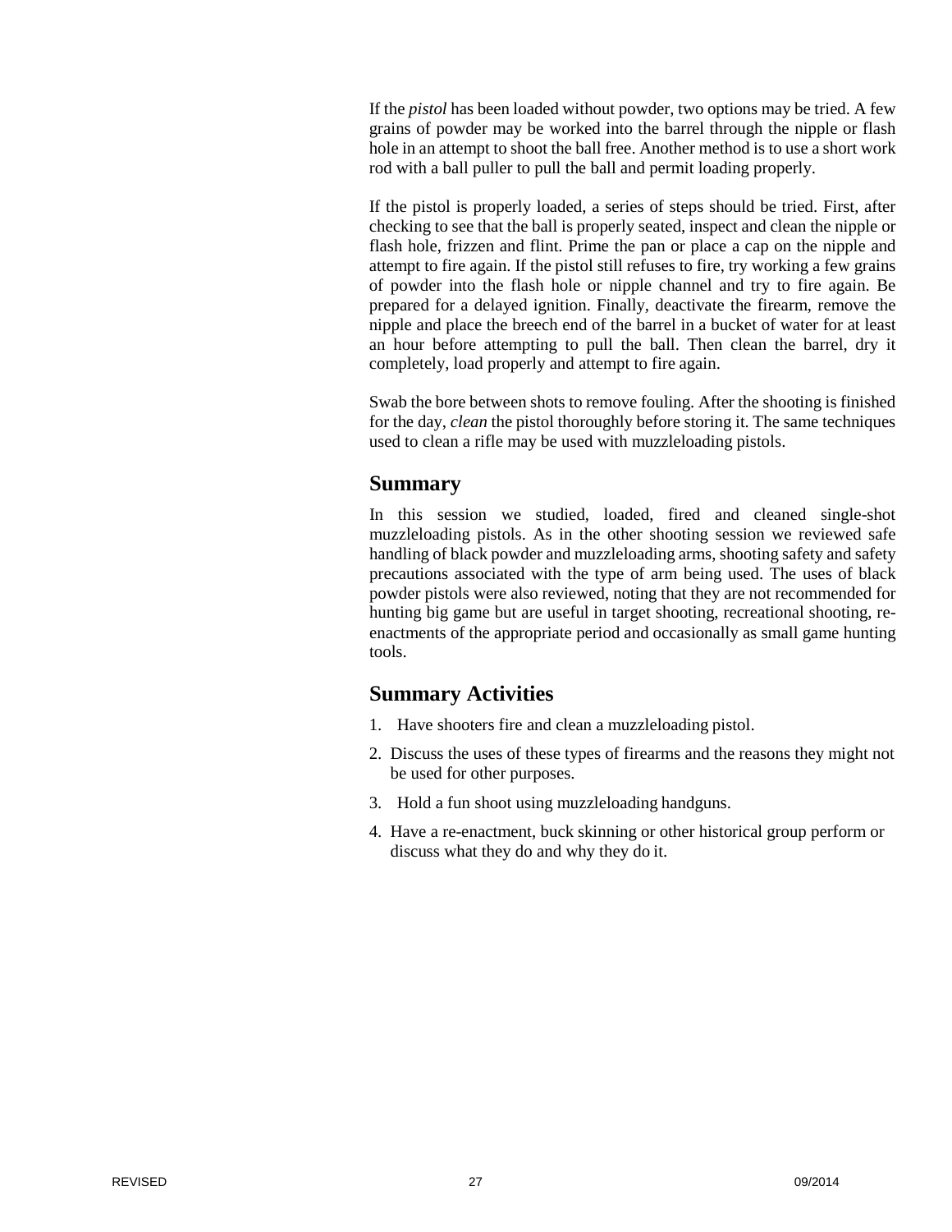If the *pistol* has been loaded without powder, two options may be tried. A few grains of powder may be worked into the barrel through the nipple or flash hole in an attempt to shoot the ball free. Another method is to use a short work rod with a ball puller to pull the ball and permit loading properly.

If the pistol is properly loaded, a series of steps should be tried. First, after checking to see that the ball is properly seated, inspect and clean the nipple or flash hole, frizzen and flint. Prime the pan or place a cap on the nipple and attempt to fire again. If the pistol still refuses to fire, try working a few grains of powder into the flash hole or nipple channel and try to fire again. Be prepared for a delayed ignition. Finally, deactivate the firearm, remove the nipple and place the breech end of the barrel in a bucket of water for at least an hour before attempting to pull the ball. Then clean the barrel, dry it completely, load properly and attempt to fire again.

Swab the bore between shots to remove fouling. After the shooting is finished for the day, *clean* the pistol thoroughly before storing it. The same techniques used to clean a rifle may be used with muzzleloading pistols.

## Summary

In this session we studied, loaded, fired and cleaned single-shot muzzleloading pistols. As in the other shooting session we reviewed safe handling of black powder and muzzleloading arms, shooting safety and safety precautions associated with the type of arm being used. The uses of black powder pistols were also reviewed, noting that they are not recommended for hunting big game but are useful in target shooting, recreational shooting, re-enactments of the appropriate period and occasionally as small game hunting tools.

## Summary Activities

1. Have shooters fire and clean a muzzleloading pistol.
2. Discuss the uses of these types of firearms and the reasons they might not be used for other purposes.
3. Hold a fun shoot using muzzleloading handguns.
4. Have a re-enactment, buck skinning or other historical group perform or discuss what they do and why they do it.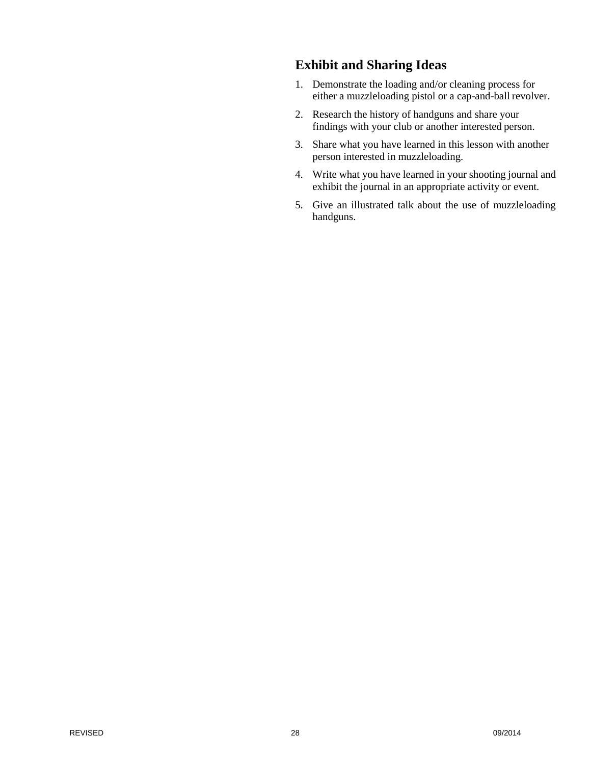## Exhibit and Sharing Ideas

1. Demonstrate the loading and/or cleaning process for either a muzzleloading pistol or a cap-and-ball revolver.
2. Research the history of handguns and share your findings with your club or another interested person.
3. Share what you have learned in this lesson with another person interested in muzzleloading.
4. Write what you have learned in your shooting journal and exhibit the journal in an appropriate activity or event.
5. Give an illustrated talk about the use of muzzleloading handguns.